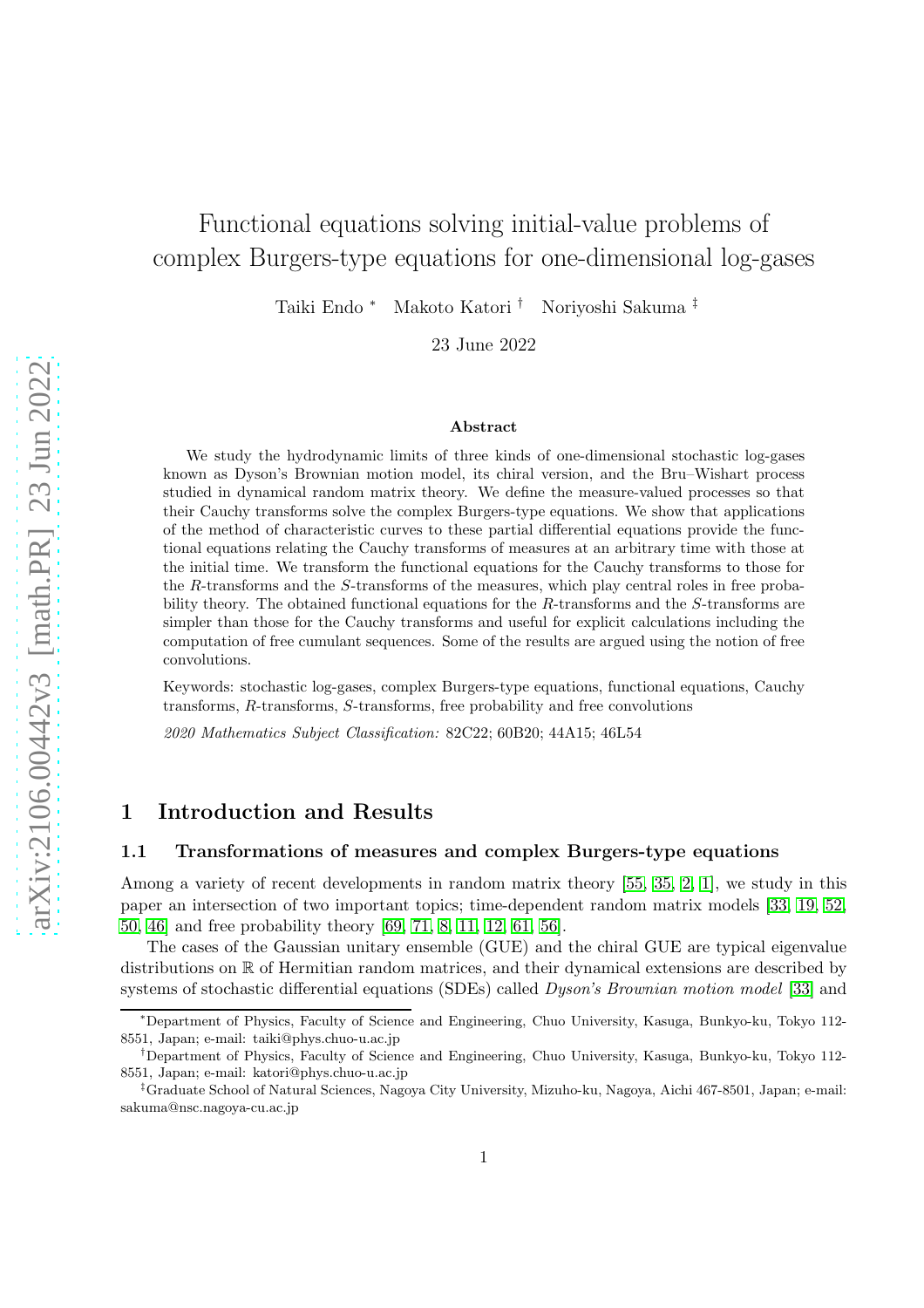# Functional equations solving initial-value problems of complex Burgers-type equations for one-dimensional log-gases

Taiki Endo [*] Makoto Katori [†] Noriyoshi Sakuma [‡]

23 June 2022

## Abstract

We study the hydrodynamic limits of three kinds of one-dimensional stochastic log-gases known as Dyson's Brownian motion model, its chiral version, and the Bru–Wishart process studied in dynamical random matrix theory. We define the measure-valued processes so that their Cauchy transforms solve the complex Burgers-type equations. We show that applications of the method of characteristic curves to these partial differential equations provide the functional equations relating the Cauchy transforms of measures at an arbitrary time with those at the initial time. We transform the functional equations for the Cauchy transforms to those for the $R$-transforms and the $S$-transforms of the measures, which play central roles in free probability theory. The obtained functional equations for the $R$-transforms and the $S$-transforms are simpler than those for the Cauchy transforms and useful for explicit calculations including the computation of free cumulant sequences. Some of the results are argued using the notion of free convolutions.

Keywords: stochastic log-gases, complex Burgers-type equations, functional equations, Cauchy transforms, $R$-transforms, $S$-transforms, free probability and free convolutions

*2020 Mathematics Subject Classification:* 82C22; 60B20; 44A15; 46L54

## 1 Introduction and Results

### 1.1 Transformations of measures and complex Burgers-type equations

Among a variety of recent developments in random matrix theory [55, 35, 2, 1], we study in this paper an intersection of two important topics; time-dependent random matrix models [33, 19, 52, 50, 46] and free probability theory [69, 71, 8, 11, 12, 61, 56].

The cases of the Gaussian unitary ensemble (GUE) and the chiral GUE are typical eigenvalue distributions on $\mathbb{R}$ of Hermitian random matrices, and their dynamical extensions are described by systems of stochastic differential equations (SDEs) called *Dyson's Brownian motion model* [33] and

---

[*] Department of Physics, Faculty of Science and Engineering, Chuo University, Kasuga, Bunkyo-ku, Tokyo 112-8551, Japan; e-mail: taiki@phys.chuo-u.ac.jp

[†] Department of Physics, Faculty of Science and Engineering, Chuo University, Kasuga, Bunkyo-ku, Tokyo 112-8551, Japan; e-mail: katori@phys.chuo-u.ac.jp

[‡] Graduate School of Natural Sciences, Nagoya City University, Mizuho-ku, Nagoya, Aichi 467-8501, Japan; e-mail: sakuma@nsc.nagoya-cu.ac.jp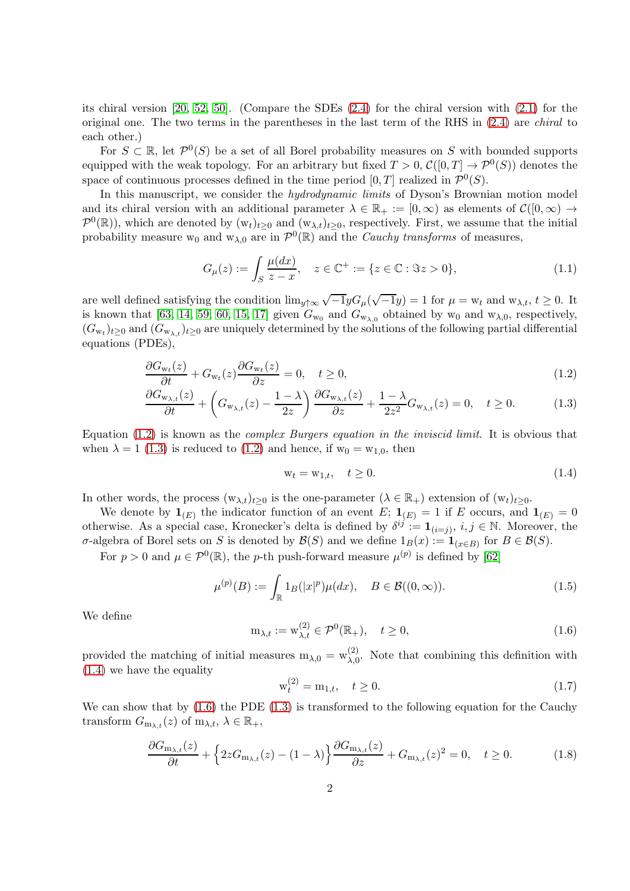its chiral version [20, 52, 50]. (Compare the SDEs (2.4) for the chiral version with (2.1) for the original one. The two terms in the parentheses in the last term of the RHS in (2.4) are *chiral* to each other.)

For $S \subset \mathbb{R}$, let $\mathcal{P}^0(S)$ be a set of all Borel probability measures on $S$ with bounded supports equipped with the weak topology. For an arbitrary but fixed $T > 0$, $\mathcal{C}([0,T] \to \mathcal{P}^0(S))$ denotes the space of continuous processes defined in the time period $[0,T]$ realized in $\mathcal{P}^0(S)$.

In this manuscript, we consider the *hydrodynamic limits* of Dyson's Brownian motion model and its chiral version with an additional parameter $\lambda \in \mathbb{R}_+ := [0, \infty)$ as elements of $\mathcal{C}([0,\infty) \to \mathcal{P}^0(\mathbb{R}))$, which are denoted by $(\mathrm{w}_t)_{t \geq 0}$ and $(\mathrm{w}_{\lambda,t})_{t\geq 0}$, respectively. First, we assume that the initial probability measure $\mathrm{w}_0$ and $\mathrm{w}_{\lambda,0}$ are in $\mathcal{P}^0(\mathbb{R})$ and the *Cauchy transforms* of measures,

$$G_\mu(z) := \int_S \frac{\mu(dx)}{z-x}, \quad z \in \mathbb{C}^+ := \{z \in \mathbb{C} : \Im z > 0\}, \tag{1.1}$$

are well defined satisfying the condition $\lim_{y \uparrow \infty} \sqrt{-1}y G_\mu(\sqrt{-1}y) = 1$ for $\mu = \mathrm{w}_t$ and $\mathrm{w}_{\lambda,t}$, $t \geq 0$. It is known that [63, 14, 59, 60, 15, 17] given $G_{\mathrm{w}_0}$ and $G_{\mathrm{w}_{\lambda,0}}$ obtained by $\mathrm{w}_0$ and $\mathrm{w}_{\lambda,0}$, respectively, $(G_{\mathrm{w}_t})_{t\geq 0}$ and $(G_{\mathrm{w}_{\lambda,t}})_{t \geq 0}$ are uniquely determined by the solutions of the following partial differential equations (PDEs),

$$\frac{\partial G_{\mathrm{w}_t}(z)}{\partial t} + G_{\mathrm{w}_t}(z) \frac{\partial G_{\mathrm{w}_t}(z)}{\partial z} = 0, \quad t \geq 0, \tag{1.2}$$

$$\frac{\partial G_{\mathrm{w}_{\lambda,t}}(z)}{\partial t} + \left( G_{\mathrm{w}_{\lambda,t}}(z) - \frac{1-\lambda}{2z} \right) \frac{\partial G_{\mathrm{w}_{\lambda,t}}(z)}{\partial z} + \frac{1-\lambda}{2z^2} G_{\mathrm{w}_{\lambda,t}}(z) = 0, \quad t \geq 0. \tag{1.3}$$

Equation (1.2) is known as the *complex Burgers equation in the inviscid limit*. It is obvious that when $\lambda = 1$ (1.3) is reduced to (1.2) and hence, if $\mathrm{w}_0 = \mathrm{w}_{1,0}$, then

$$\mathrm{w}_t = \mathrm{w}_{1,t}, \quad t \geq 0. \tag{1.4}$$

In other words, the process $(\mathrm{w}_{\lambda,t})_{t \geq 0}$ is the one-parameter ($\lambda \in \mathbb{R}_+$) extension of $(\mathrm{w}_t)_{t\geq 0}$.

We denote by $\mathbf{1}_{(E)}$ the indicator function of an event $E$; $\mathbf{1}_{(E)} = 1$ if $E$ occurs, and $\mathbf{1}_{(E)} = 0$ otherwise. As a special case, Kronecker's delta is defined by $\delta^{ij} := \mathbf{1}_{(i=j)}$, $i, j \in \mathbb{N}$. Moreover, the $\sigma$-algebra of Borel sets on $S$ is denoted by $\mathcal{B}(S)$ and we define $1_B(x) := \mathbf{1}_{(x \in B)}$ for $B \in \mathcal{B}(S)$.

For $p > 0$ and $\mu \in \mathcal{P}^0(\mathbb{R})$, the $p$-th push-forward measure $\mu^{(p)}$ is defined by [62]

$$\mu^{(p)}(B) := \int_{\mathbb{R}} 1_B(|x|^p) \mu(dx), \quad B \in \mathcal{B}((0,\infty)). \tag{1.5}$$

We define

$$\mathrm{m}_{\lambda,t} := \mathrm{w}_{\lambda,t}^{(2)} \in \mathcal{P}^0(\mathbb{R}_+), \quad t \geq 0, \tag{1.6}$$

provided the matching of initial measures $\mathrm{m}_{\lambda,0} = \mathrm{w}_{\lambda,0}^{(2)}$. Note that combining this definition with (1.4) we have the equality

$$\mathrm{w}_t^{(2)} = \mathrm{m}_{1,t}, \quad t \geq 0. \tag{1.7}$$

We can show that by (1.6) the PDE (1.3) is transformed to the following equation for the Cauchy transform $G_{\mathrm{m}_{\lambda,t}}(z)$ of $\mathrm{m}_{\lambda,t}$, $\lambda \in \mathbb{R}_+$,

$$\frac{\partial G_{\mathrm{m}_{\lambda,t}}(z)}{\partial t} + \Big\{ 2z G_{\mathrm{m}_{\lambda,t}}(z) - (1-\lambda) \Big\} \frac{\partial G_{\mathrm{m}_{\lambda,t}}(z)}{\partial z} + G_{\mathrm{m}_{\lambda,t}}(z)^2 = 0, \quad t \geq 0. \tag{1.8}$$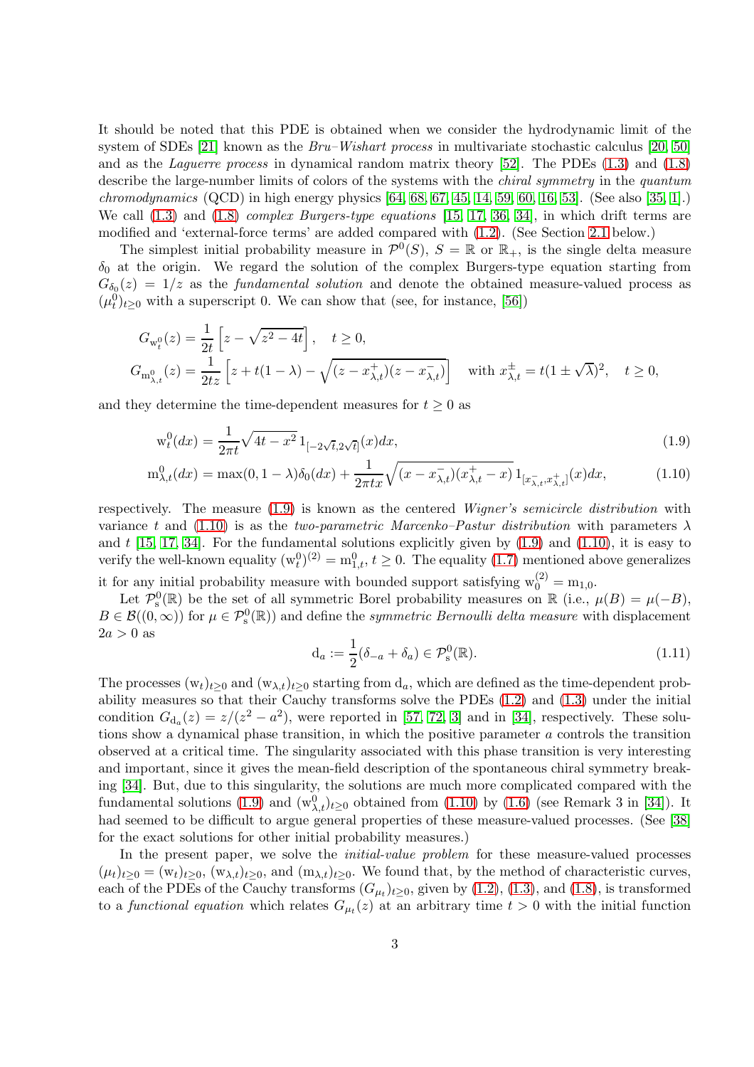It should be noted that this PDE is obtained when we consider the hydrodynamic limit of the system of SDEs [21] known as the *Bru–Wishart process* in multivariate stochastic calculus [20, 50] and as the *Laguerre process* in dynamical random matrix theory [52]. The PDEs (1.3) and (1.8) describe the large-number limits of colors of the systems with the *chiral symmetry* in the *quantum chromodynamics* (QCD) in high energy physics [64, 68, 67, 45, 14, 59, 60, 16, 53]. (See also [35, 1].) We call (1.3) and (1.8) *complex Burgers-type equations* [15, 17, 36, 34], in which drift terms are modified and 'external-force terms' are added compared with (1.2). (See Section 2.1 below.)

The simplest initial probability measure in $\mathcal{P}^0(S)$, $S = \mathbb{R}$ or $\mathbb{R}_+$, is the single delta measure $\delta_0$ at the origin. We regard the solution of the complex Burgers-type equation starting from $G_{\delta_0}(z) = 1/z$ as the *fundamental solution* and denote the obtained measure-valued process as $(\mu_t^0)_{t\geq 0}$ with a superscript 0. We can show that (see, for instance, [56])

$$
G_{\mathrm{w}_t^0}(z) = \frac{1}{2t}\left[z - \sqrt{z^2 - 4t}\right], \quad t \geq 0,
$$

$$
G_{\mathrm{m}_{\lambda,t}^0}(z) = \frac{1}{2tz}\left[z + t(1-\lambda) - \sqrt{(z - x_{\lambda,t}^+)(z - x_{\lambda,t}^-)}\right] \quad \text{with } x_{\lambda,t}^{\pm} = t(1 \pm \sqrt{\lambda})^2, \quad t \geq 0,
$$

and they determine the time-dependent measures for $t \geq 0$ as

$$
\mathrm{w}_t^0(dx) = \frac{1}{2\pi t}\sqrt{4t - x^2}\, 1_{[-2\sqrt{t}, 2\sqrt{t}]}(x)dx, \tag{1.9}
$$

$$
\mathrm{m}_{\lambda,t}^0(dx) = \max(0, 1-\lambda)\delta_0(dx) + \frac{1}{2\pi t x}\sqrt{(x - x_{\lambda,t}^-)(x_{\lambda,t}^+ - x)}\, 1_{[x_{\lambda,t}^-, x_{\lambda,t}^+]}(x)dx, \tag{1.10}
$$

respectively. The measure (1.9) is known as the centered *Wigner's semicircle distribution* with variance $t$ and (1.10) is as the *two-parametric Marcenko–Pastur distribution* with parameters $\lambda$ and $t$ [15, 17, 34]. For the fundamental solutions explicitly given by (1.9) and (1.10), it is easy to verify the well-known equality $(\mathrm{w}_t^0)^{(2)} = \mathrm{m}_{1,t}^0$, $t \geq 0$. The equality (1.7) mentioned above generalizes it for any initial probability measure with bounded support satisfying $\mathrm{w}_0^{(2)} = \mathrm{m}_{1,0}$.

Let $\mathcal{P}_{\mathrm{s}}^0(\mathbb{R})$ be the set of all symmetric Borel probability measures on $\mathbb{R}$ (i.e., $\mu(B) = \mu(-B)$, $B \in \mathcal{B}((0,\infty))$ for $\mu \in \mathcal{P}_{\mathrm{s}}^0(\mathbb{R})$) and define the *symmetric Bernoulli delta measure* with displacement $2a > 0$ as

$$
\mathrm{d}_a := \frac{1}{2}(\delta_{-a} + \delta_a) \in \mathcal{P}_{\mathrm{s}}^0(\mathbb{R}). \tag{1.11}
$$

The processes $(\mathrm{w}_t)_{t\geq 0}$ and $(\mathrm{w}_{\lambda,t})_{t\geq 0}$ starting from $\mathrm{d}_a$, which are defined as the time-dependent probability measures so that their Cauchy transforms solve the PDEs (1.2) and (1.3) under the initial condition $G_{\mathrm{d}_a}(z) = z/(z^2 - a^2)$, were reported in [57, 72, 3] and in [34], respectively. These solutions show a dynamical phase transition, in which the positive parameter $a$ controls the transition observed at a critical time. The singularity associated with this phase transition is very interesting and important, since it gives the mean-field description of the spontaneous chiral symmetry breaking [34]. But, due to this singularity, the solutions are much more complicated compared with the fundamental solutions (1.9) and $(\mathrm{w}_{\lambda,t}^0)_{t\geq 0}$ obtained from (1.10) by (1.6) (see Remark 3 in [34]). It had seemed to be difficult to argue general properties of these measure-valued processes. (See [38] for the exact solutions for other initial probability measures.)

In the present paper, we solve the *initial-value problem* for these measure-valued processes $(\mu_t)_{t\geq 0} = (\mathrm{w}_t)_{t\geq 0}$, $(\mathrm{w}_{\lambda,t})_{t\geq 0}$, and $(\mathrm{m}_{\lambda,t})_{t\geq 0}$. We found that, by the method of characteristic curves, each of the PDEs of the Cauchy transforms $(G_{\mu_t})_{t\geq 0}$, given by (1.2), (1.3), and (1.8), is transformed to a *functional equation* which relates $G_{\mu_t}(z)$ at an arbitrary time $t > 0$ with the initial function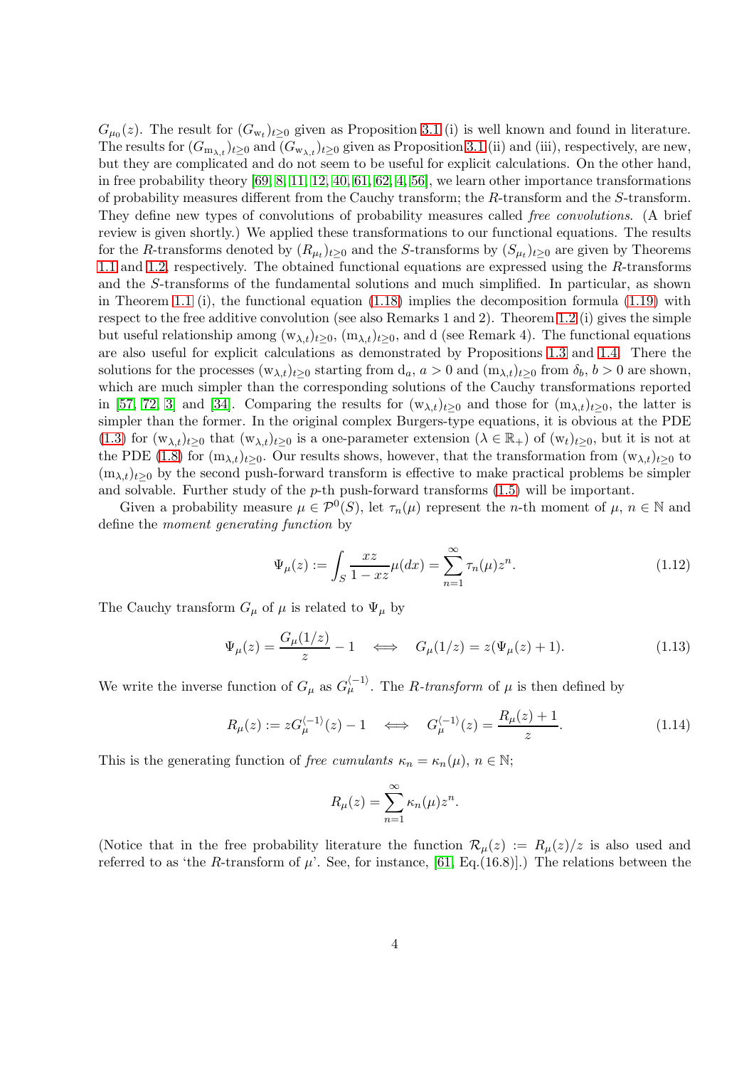$G_{\mu_0}(z)$. The result for $(G_{\mathrm{w}_t})_{t\geq 0}$ given as Proposition 3.1 (i) is well known and found in literature. The results for $(G_{\mathrm{m}_{\lambda,t}})_{t\geq 0}$ and $(G_{\mathrm{w}_{\lambda,t}})_{t\geq 0}$ given as Proposition 3.1 (ii) and (iii), respectively, are new, but they are complicated and do not seem to be useful for explicit calculations. On the other hand, in free probability theory [69, 8, 11, 12, 40, 61, 62, 4, 56], we learn other importance transformations of probability measures different from the Cauchy transform; the $R$-transform and the $S$-transform. They define new types of convolutions of probability measures called *free convolutions*. (A brief review is given shortly.) We applied these transformations to our functional equations. The results for the $R$-transforms denoted by $(R_{\mu_t})_{t\geq 0}$ and the $S$-transforms by $(S_{\mu_t})_{t\geq 0}$ are given by Theorems 1.1 and 1.2, respectively. The obtained functional equations are expressed using the $R$-transforms and the $S$-transforms of the fundamental solutions and much simplified. In particular, as shown in Theorem 1.1 (i), the functional equation (1.18) implies the decomposition formula (1.19) with respect to the free additive convolution (see also Remarks 1 and 2). Theorem 1.2 (i) gives the simple but useful relationship among $(\mathrm{w}_{\lambda,t})_{t\geq 0}$, $(\mathrm{m}_{\lambda,t})_{t\geq 0}$, and d (see Remark 4). The functional equations are also useful for explicit calculations as demonstrated by Propositions 1.3 and 1.4. There the solutions for the processes $(\mathrm{w}_{\lambda,t})_{t\geq 0}$ starting from $\mathrm{d}_a$, $a > 0$ and $(\mathrm{m}_{\lambda,t})_{t\geq 0}$ from $\delta_b$, $b > 0$ are shown, which are much simpler than the corresponding solutions of the Cauchy transformations reported in [57, 72, 3] and [34]. Comparing the results for $(\mathrm{w}_{\lambda,t})_{t\geq 0}$ and those for $(\mathrm{m}_{\lambda,t})_{t\geq 0}$, the latter is simpler than the former. In the original complex Burgers-type equations, it is obvious at the PDE (1.3) for $(\mathrm{w}_{\lambda,t})_{t\geq 0}$ that $(\mathrm{w}_{\lambda,t})_{t\geq 0}$ is a one-parameter extension ($\lambda \in \mathbb{R}_+$) of $(\mathrm{w}_t)_{t\geq 0}$, but it is not at the PDE (1.8) for $(\mathrm{m}_{\lambda,t})_{t\geq 0}$. Our results shows, however, that the transformation from $(\mathrm{w}_{\lambda,t})_{t\geq 0}$ to $(\mathrm{m}_{\lambda,t})_{t\geq 0}$ by the second push-forward transform is effective to make practical problems be simpler and solvable. Further study of the $p$-th push-forward transforms (1.5) will be important.

Given a probability measure $\mu \in \mathcal{P}^0(S)$, let $\tau_n(\mu)$ represent the $n$-th moment of $\mu$, $n \in \mathbb{N}$ and define the *moment generating function* by

$$\Psi_\mu(z) := \int_S \frac{xz}{1-xz}\mu(dx) = \sum_{n=1}^{\infty} \tau_n(\mu) z^n. \tag{1.12}$$

The Cauchy transform $G_\mu$ of $\mu$ is related to $\Psi_\mu$ by

$$\Psi_\mu(z) = \frac{G_\mu(1/z)}{z} - 1 \quad \Longleftrightarrow \quad G_\mu(1/z) = z(\Psi_\mu(z) + 1). \tag{1.13}$$

We write the inverse function of $G_\mu$ as $G_\mu^{\langle -1 \rangle}$. The *R-transform* of $\mu$ is then defined by

$$R_\mu(z) := z G_\mu^{\langle -1 \rangle}(z) - 1 \quad \Longleftrightarrow \quad G_\mu^{\langle -1 \rangle}(z) = \frac{R_\mu(z)+1}{z}. \tag{1.14}$$

This is the generating function of *free cumulants* $\kappa_n = \kappa_n(\mu)$, $n \in \mathbb{N}$;

$$R_\mu(z) = \sum_{n=1}^{\infty} \kappa_n(\mu) z^n.$$

(Notice that in the free probability literature the function $\mathcal{R}_\mu(z) := R_\mu(z)/z$ is also used and referred to as 'the $R$-transform of $\mu$'. See, for instance, [61, Eq.(16.8)].) The relations between the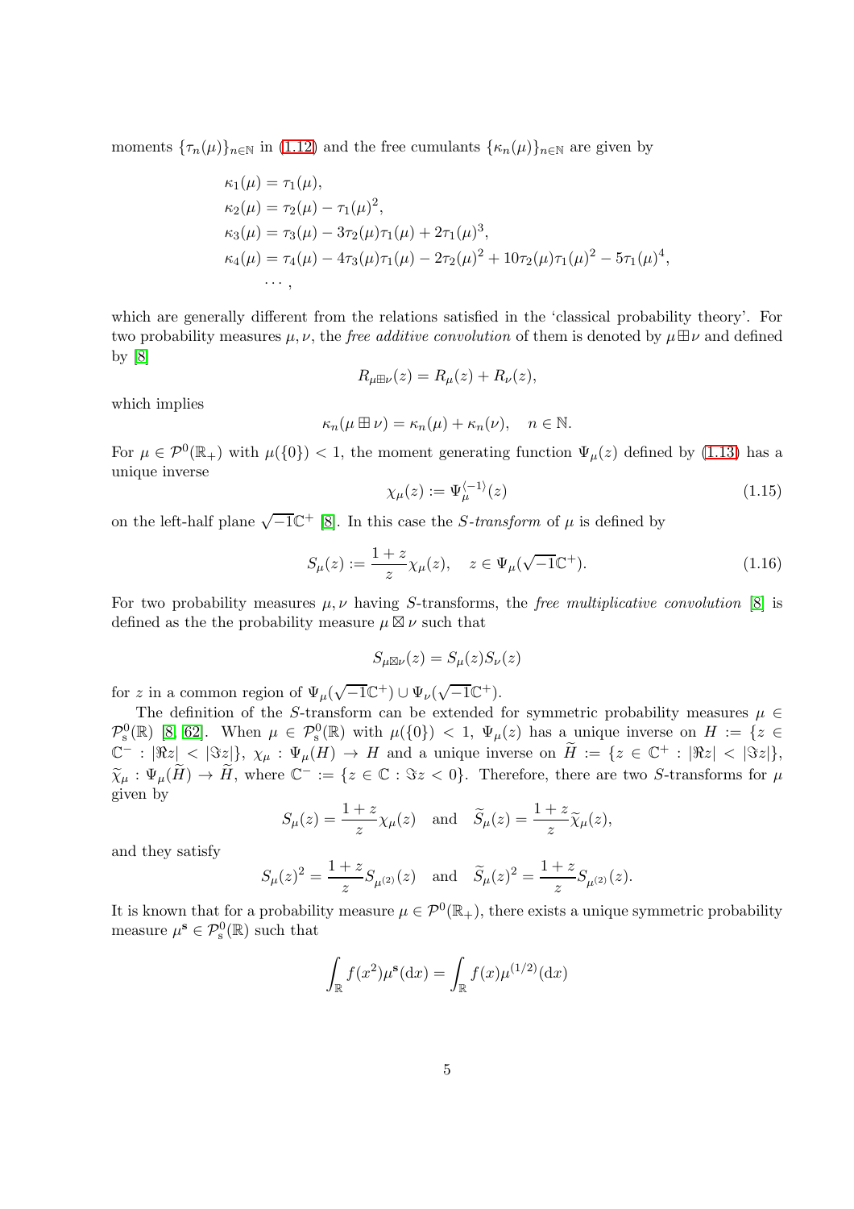moments $\{\tau_n(\mu)\}_{n\in\mathbb{N}}$ in (1.12) and the free cumulants $\{\kappa_n(\mu)\}_{n\in\mathbb{N}}$ are given by

$$
\begin{aligned}
\kappa_1(\mu) &= \tau_1(\mu), \\
\kappa_2(\mu) &= \tau_2(\mu) - \tau_1(\mu)^2, \\
\kappa_3(\mu) &= \tau_3(\mu) - 3\tau_2(\mu)\tau_1(\mu) + 2\tau_1(\mu)^3, \\
\kappa_4(\mu) &= \tau_4(\mu) - 4\tau_3(\mu)\tau_1(\mu) - 2\tau_2(\mu)^2 + 10\tau_2(\mu)\tau_1(\mu)^2 - 5\tau_1(\mu)^4, \\
&\cdots,
\end{aligned}
$$

which are generally different from the relations satisfied in the 'classical probability theory'. For two probability measures $\mu, \nu$, the *free additive convolution* of them is denoted by $\mu \boxplus \nu$ and defined by [8]

$$
R_{\mu\boxplus\nu}(z) = R_\mu(z) + R_\nu(z),
$$

which implies

$$
\kappa_n(\mu \boxplus \nu) = \kappa_n(\mu) + \kappa_n(\nu), \quad n \in \mathbb{N}.
$$

For $\mu \in \mathcal{P}^0(\mathbb{R}_+)$ with $\mu(\{0\}) < 1$, the moment generating function $\Psi_\mu(z)$ defined by (1.13) has a unique inverse

$$
\chi_\mu(z) := \Psi_\mu^{\langle -1 \rangle}(z) \tag{1.15}
$$

on the left-half plane $\sqrt{-1}\mathbb{C}^+$ [8]. In this case the *S-transform* of $\mu$ is defined by

$$
S_\mu(z) := \frac{1+z}{z}\chi_\mu(z), \quad z \in \Psi_\mu(\sqrt{-1}\mathbb{C}^+). \tag{1.16}
$$

For two probability measures $\mu, \nu$ having $S$-transforms, the *free multiplicative convolution* [8] is defined as the the probability measure $\mu \boxtimes \nu$ such that

$$
S_{\mu\boxtimes\nu}(z) = S_\mu(z)S_\nu(z)
$$

for $z$ in a common region of $\Psi_\mu(\sqrt{-1}\mathbb{C}^+) \cup \Psi_\nu(\sqrt{-1}\mathbb{C}^+)$.

The definition of the $S$-transform can be extended for symmetric probability measures $\mu \in \mathcal{P}_{\mathrm{s}}^0(\mathbb{R})$ [8, 62]. When $\mu \in \mathcal{P}_{\mathrm{s}}^0(\mathbb{R})$ with $\mu(\{0\}) < 1$, $\Psi_\mu(z)$ has a unique inverse on $H := \{z \in \mathbb{C}^- : |\Re z| < |\Im z|\}$, $\chi_\mu : \Psi_\mu(H) \to H$ and a unique inverse on $\widetilde{H} := \{z \in \mathbb{C}^+ : |\Re z| < |\Im z|\}$, $\widetilde{\chi}_\mu : \Psi_\mu(\widetilde{H}) \to \widetilde{H}$, where $\mathbb{C}^- := \{z \in \mathbb{C} : \Im z < 0\}$. Therefore, there are two $S$-transforms for $\mu$ given by

$$
S_\mu(z) = \frac{1+z}{z}\chi_\mu(z) \quad \text{and} \quad \widetilde{S}_\mu(z) = \frac{1+z}{z}\widetilde{\chi}_\mu(z),
$$

and they satisfy

$$
S_\mu(z)^2 = \frac{1+z}{z}S_{\mu^{(2)}}(z) \quad \text{and} \quad \widetilde{S}_\mu(z)^2 = \frac{1+z}{z}S_{\mu^{(2)}}(z).
$$

It is known that for a probability measure $\mu \in \mathcal{P}^0(\mathbb{R}_+)$, there exists a unique symmetric probability measure $\mu^{\mathbf{s}} \in \mathcal{P}_{\mathrm{s}}^0(\mathbb{R})$ such that

$$
\int_{\mathbb{R}} f(x^2)\mu^{\mathbf{s}}(\mathrm{d}x) = \int_{\mathbb{R}} f(x)\mu^{(1/2)}(\mathrm{d}x)
$$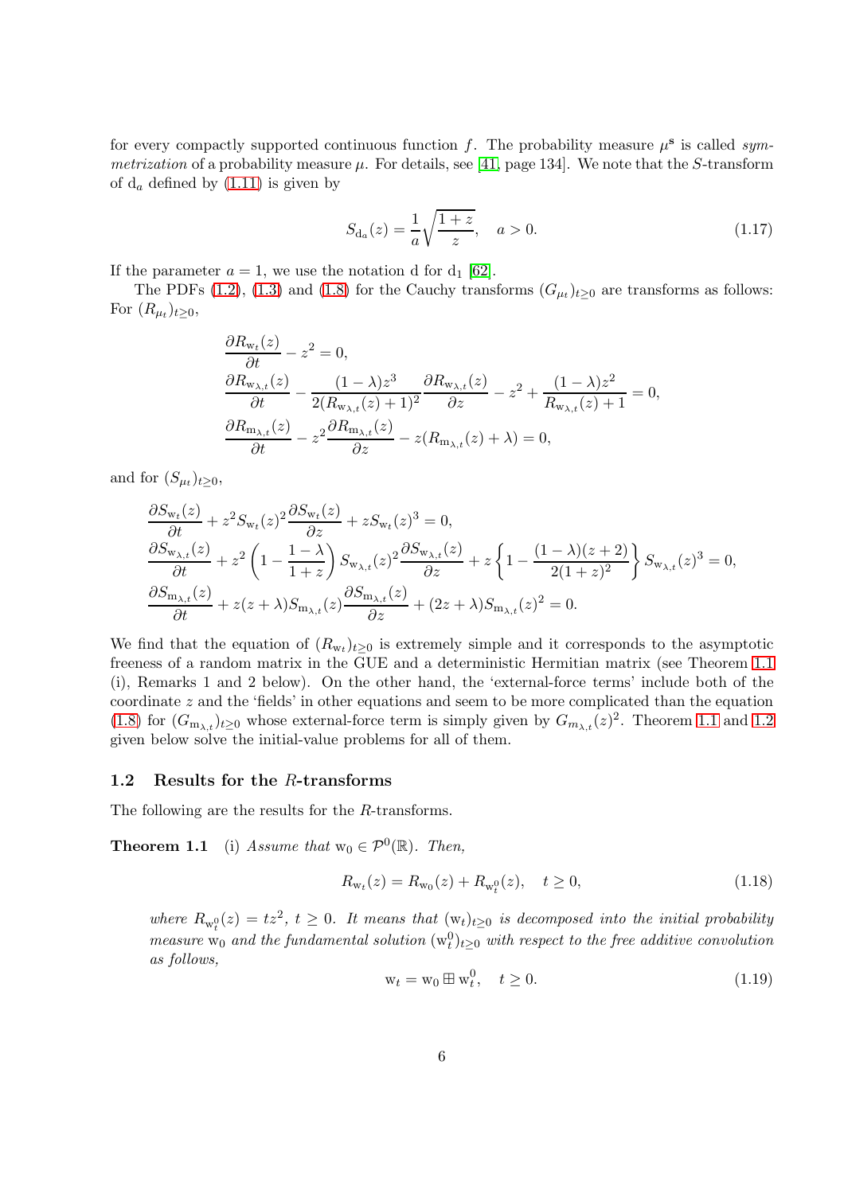for every compactly supported continuous function $f$. The probability measure $\mu^{\mathbf{s}}$ is called *symmetrization* of a probability measure $\mu$. For details, see [41, page 134]. We note that the $S$-transform of $\mathrm{d}_a$ defined by (1.11) is given by

$$S_{\mathrm{d}_a}(z) = \frac{1}{a}\sqrt{\frac{1+z}{z}}, \quad a > 0. \tag{1.17}$$

If the parameter $a = 1$, we use the notation d for $\mathrm{d}_1$ [62].

The PDFs (1.2), (1.3) and (1.8) for the Cauchy transforms $(G_{\mu_t})_{t\geq 0}$ are transforms as follows: For $(R_{\mu_t})_{t\geq 0}$,

$$\begin{aligned}
&\frac{\partial R_{\mathrm{w}_t}(z)}{\partial t} - z^2 = 0, \\
&\frac{\partial R_{\mathrm{w}_{\lambda,t}}(z)}{\partial t} - \frac{(1-\lambda)z^3}{2(R_{\mathrm{w}_{\lambda,t}}(z)+1)^2}\frac{\partial R_{\mathrm{w}_{\lambda,t}}(z)}{\partial z} - z^2 + \frac{(1-\lambda)z^2}{R_{\mathrm{w}_{\lambda,t}}(z)+1} = 0, \\
&\frac{\partial R_{\mathrm{m}_{\lambda,t}}(z)}{\partial t} - z^2\frac{\partial R_{\mathrm{m}_{\lambda,t}}(z)}{\partial z} - z(R_{\mathrm{m}_{\lambda,t}}(z)+\lambda) = 0,
\end{aligned}$$

and for $(S_{\mu_t})_{t\geq 0}$,

$$\begin{aligned}
&\frac{\partial S_{\mathrm{w}_t}(z)}{\partial t} + z^2 S_{\mathrm{w}_t}(z)^2\frac{\partial S_{\mathrm{w}_t}(z)}{\partial z} + zS_{\mathrm{w}_t}(z)^3 = 0, \\
&\frac{\partial S_{\mathrm{w}_{\lambda,t}}(z)}{\partial t} + z^2\left(1 - \frac{1-\lambda}{1+z}\right)S_{\mathrm{w}_{\lambda,t}}(z)^2\frac{\partial S_{\mathrm{w}_{\lambda,t}}(z)}{\partial z} + z\left\{1 - \frac{(1-\lambda)(z+2)}{2(1+z)^2}\right\}S_{\mathrm{w}_{\lambda,t}}(z)^3 = 0, \\
&\frac{\partial S_{\mathrm{m}_{\lambda,t}}(z)}{\partial t} + z(z+\lambda)S_{\mathrm{m}_{\lambda,t}}(z)\frac{\partial S_{\mathrm{m}_{\lambda,t}}(z)}{\partial z} + (2z+\lambda)S_{\mathrm{m}_{\lambda,t}}(z)^2 = 0.
\end{aligned}$$

We find that the equation of $(R_{\mathrm{w}_t})_{t\geq 0}$ is extremely simple and it corresponds to the asymptotic freeness of a random matrix in the GUE and a deterministic Hermitian matrix (see Theorem 1.1 (i), Remarks 1 and 2 below). On the other hand, the 'external-force terms' include both of the coordinate $z$ and the 'fields' in other equations and seem to be more complicated than the equation (1.8) for $(G_{\mathrm{m}_{\lambda,t}})_{t\geq 0}$ whose external-force term is simply given by $G_{m_{\lambda,t}}(z)^2$. Theorem 1.1 and 1.2 given below solve the initial-value problems for all of them.

### 1.2 Results for the $R$-transforms

The following are the results for the $R$-transforms.

**Theorem 1.1** (i) *Assume that* $\mathrm{w}_0 \in \mathcal{P}^0(\mathbb{R})$. *Then,*

$$R_{\mathrm{w}_t}(z) = R_{\mathrm{w}_0}(z) + R_{\mathrm{w}_t^0}(z), \quad t \geq 0, \tag{1.18}$$

*where* $R_{\mathrm{w}_t^0}(z) = tz^2$, $t \geq 0$. *It means that* $(\mathrm{w}_t)_{t\geq 0}$ *is decomposed into the initial probability measure* $\mathrm{w}_0$ *and the fundamental solution* $(\mathrm{w}_t^0)_{t\geq 0}$ *with respect to the free additive convolution as follows,*

$$\mathrm{w}_t = \mathrm{w}_0 \boxplus \mathrm{w}_t^0, \quad t \geq 0. \tag{1.19}$$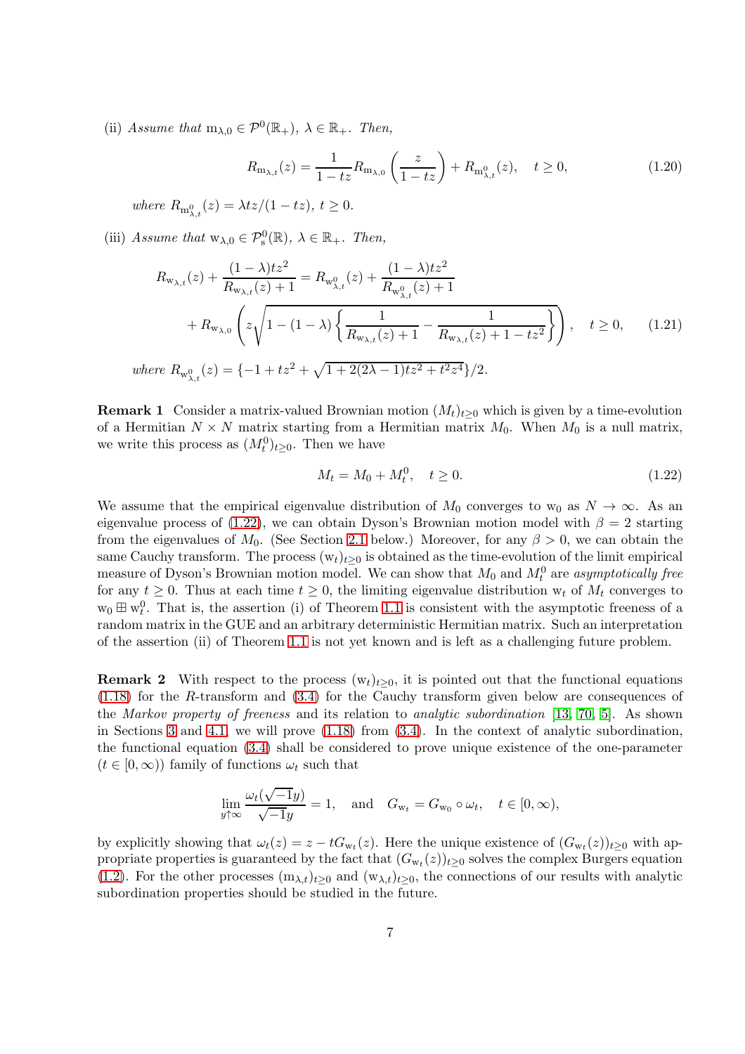(ii) *Assume that* $\mathrm{m}_{\lambda,0} \in \mathcal{P}^0(\mathbb{R}_+)$, $\lambda \in \mathbb{R}_+$. *Then,*

$$R_{\mathrm{m}_{\lambda,t}}(z) = \frac{1}{1-tz} R_{\mathrm{m}_{\lambda,0}}\left(\frac{z}{1-tz}\right) + R_{\mathrm{m}^0_{\lambda,t}}(z), \quad t \geq 0, \tag{1.20}$$

*where* $R_{\mathrm{m}^0_{\lambda,t}}(z) = \lambda tz/(1-tz)$, $t \geq 0$.

(iii) *Assume that* $\mathrm{w}_{\lambda,0} \in \mathcal{P}^0_{\mathrm{s}}(\mathbb{R})$, $\lambda \in \mathbb{R}_+$. *Then,*

$$\begin{aligned} R_{\mathrm{w}_{\lambda,t}}(z) + \frac{(1-\lambda)tz^2}{R_{\mathrm{w}_{\lambda,t}}(z)+1} &= R_{\mathrm{w}^0_{\lambda,t}}(z) + \frac{(1-\lambda)tz^2}{R_{\mathrm{w}^0_{\lambda,t}}(z)+1} \\ &+ R_{\mathrm{w}_{\lambda,0}}\left(z\sqrt{1-(1-\lambda)\left\{\frac{1}{R_{\mathrm{w}_{\lambda,t}}(z)+1} - \frac{1}{R_{\mathrm{w}_{\lambda,t}}(z)+1-tz^2}\right\}}\right), \quad t \geq 0, \end{aligned} \tag{1.21}$$

*where* $R_{\mathrm{w}^0_{\lambda,t}}(z) = \{-1 + tz^2 + \sqrt{1+2(2\lambda-1)tz^2+t^2z^4}\}/2$.

**Remark 1** Consider a matrix-valued Brownian motion $(M_t)_{t\geq 0}$ which is given by a time-evolution of a Hermitian $N \times N$ matrix starting from a Hermitian matrix $M_0$. When $M_0$ is a null matrix, we write this process as $(M^0_t)_{t\geq 0}$. Then we have

$$M_t = M_0 + M^0_t, \quad t \geq 0. \tag{1.22}$$

We assume that the empirical eigenvalue distribution of $M_0$ converges to $\mathrm{w}_0$ as $N \to \infty$. As an eigenvalue process of (1.22), we can obtain Dyson's Brownian motion model with $\beta = 2$ starting from the eigenvalues of $M_0$. (See Section 2.1 below.) Moreover, for any $\beta > 0$, we can obtain the same Cauchy transform. The process $(\mathrm{w}_t)_{t\geq 0}$ is obtained as the time-evolution of the limit empirical measure of Dyson's Brownian motion model. We can show that $M_0$ and $M^0_t$ are *asymptotically free* for any $t \geq 0$. Thus at each time $t \geq 0$, the limiting eigenvalue distribution $\mathrm{w}_t$ of $M_t$ converges to $\mathrm{w}_0 \boxplus \mathrm{w}^0_t$. That is, the assertion (i) of Theorem 1.1 is consistent with the asymptotic freeness of a random matrix in the GUE and an arbitrary deterministic Hermitian matrix. Such an interpretation of the assertion (ii) of Theorem 1.1 is not yet known and is left as a challenging future problem.

**Remark 2** With respect to the process $(\mathrm{w}_t)_{t\geq 0}$, it is pointed out that the functional equations (1.18) for the $R$-transform and (3.4) for the Cauchy transform given below are consequences of the *Markov property of freeness* and its relation to *analytic subordination* [13, 70, 5]. As shown in Sections 3 and 4.1, we will prove (1.18) from (3.4). In the context of analytic subordination, the functional equation (3.4) shall be considered to prove unique existence of the one-parameter ($t \in [0,\infty)$) family of functions $\omega_t$ such that

$$\lim_{y\uparrow\infty} \frac{\omega_t(\sqrt{-1}y)}{\sqrt{-1}y} = 1, \quad \text{and} \quad G_{\mathrm{w}_t} = G_{\mathrm{w}_0} \circ \omega_t, \quad t \in [0,\infty),$$

by explicitly showing that $\omega_t(z) = z - tG_{\mathrm{w}_t}(z)$. Here the unique existence of $(G_{\mathrm{w}_t}(z))_{t\geq 0}$ with appropriate properties is guaranteed by the fact that $(G_{\mathrm{w}_t}(z))_{t\geq 0}$ solves the complex Burgers equation (1.2). For the other processes $(\mathrm{m}_{\lambda,t})_{t\geq 0}$ and $(\mathrm{w}_{\lambda,t})_{t\geq 0}$, the connections of our results with analytic subordination properties should be studied in the future.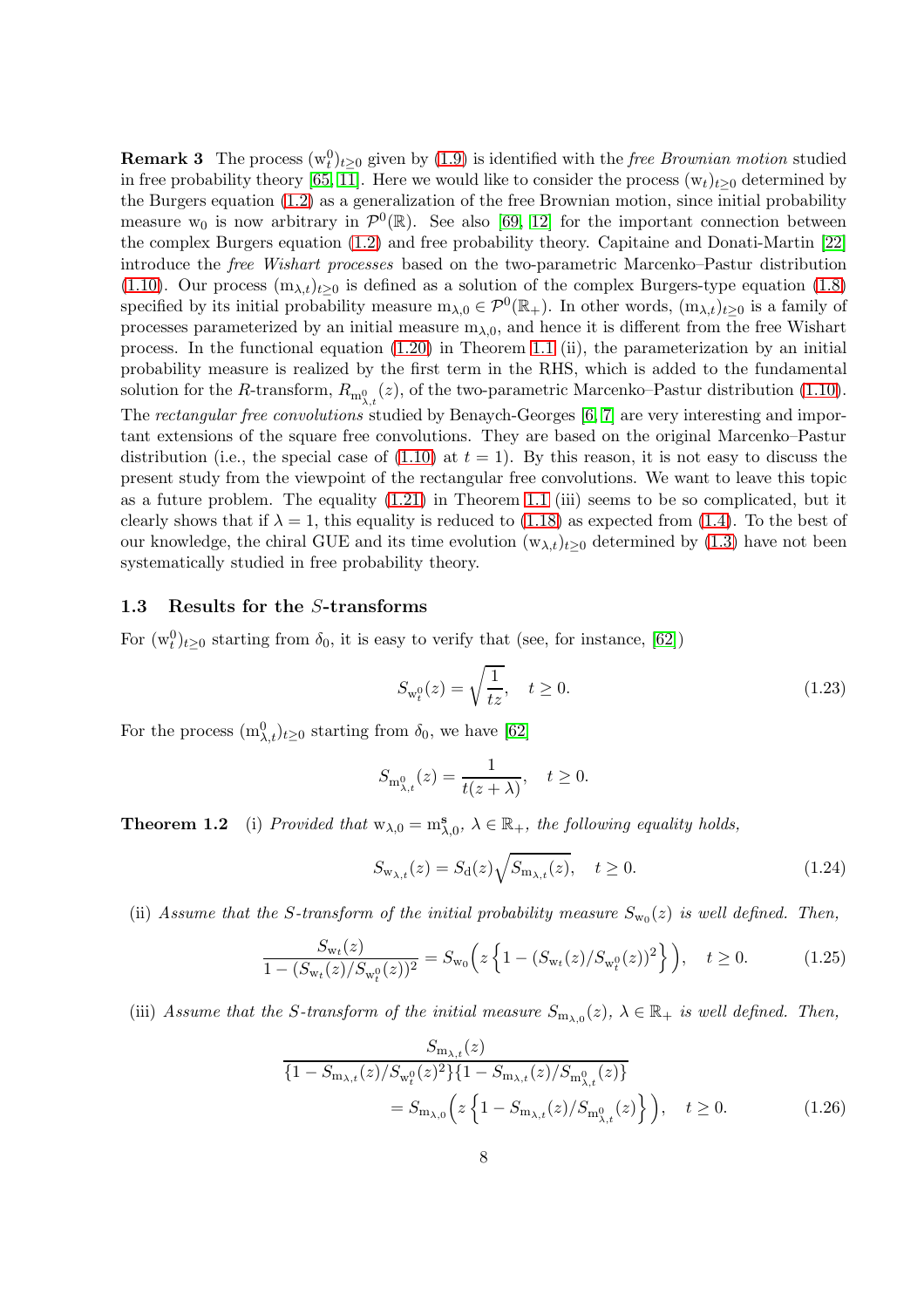**Remark 3** The process $(\mathrm{w}_t^0)_{t\ge 0}$ given by (1.9) is identified with the *free Brownian motion* studied in free probability theory [65, 11]. Here we would like to consider the process $(\mathrm{w}_t)_{t\ge 0}$ determined by the Burgers equation (1.2) as a generalization of the free Brownian motion, since initial probability measure $\mathrm{w}_0$ is now arbitrary in $\mathcal{P}^0(\mathbb{R})$. See also [69, 12] for the important connection between the complex Burgers equation (1.2) and free probability theory. Capitaine and Donati-Martin [22] introduce the *free Wishart processes* based on the two-parametric Marcenko–Pastur distribution (1.10). Our process $(\mathrm{m}_{\lambda,t})_{t\ge 0}$ is defined as a solution of the complex Burgers-type equation (1.8) specified by its initial probability measure $\mathrm{m}_{\lambda,0} \in \mathcal{P}^0(\mathbb{R}_+)$. In other words, $(\mathrm{m}_{\lambda,t})_{t\ge 0}$ is a family of processes parameterized by an initial measure $\mathrm{m}_{\lambda,0}$, and hence it is different from the free Wishart process. In the functional equation (1.20) in Theorem 1.1 (ii), the parameterization by an initial probability measure is realized by the first term in the RHS, which is added to the fundamental solution for the $R$-transform, $R_{\mathrm{m}^0_{\lambda,t}}(z)$, of the two-parametric Marcenko–Pastur distribution (1.10). The *rectangular free convolutions* studied by Benaych-Georges [6, 7] are very interesting and important extensions of the square free convolutions. They are based on the original Marcenko–Pastur distribution (i.e., the special case of (1.10) at $t=1$). By this reason, it is not easy to discuss the present study from the viewpoint of the rectangular free convolutions. We want to leave this topic as a future problem. The equality (1.21) in Theorem 1.1 (iii) seems to be so complicated, but it clearly shows that if $\lambda = 1$, this equality is reduced to (1.18) as expected from (1.4). To the best of our knowledge, the chiral GUE and its time evolution $(\mathrm{w}_{\lambda,t})_{t\ge 0}$ determined by (1.3) have not been systematically studied in free probability theory.

### 1.3 Results for the $S$-transforms

For $(\mathrm{w}_t^0)_{t\ge 0}$ starting from $\delta_0$, it is easy to verify that (see, for instance, [62])

$$S_{\mathrm{w}_t^0}(z) = \sqrt{\frac{1}{tz}}, \quad t \ge 0. \tag{1.23}$$

For the process $(\mathrm{m}^0_{\lambda,t})_{t\ge 0}$ starting from $\delta_0$, we have [62]

$$S_{\mathrm{m}^0_{\lambda,t}}(z) = \frac{1}{t(z+\lambda)}, \quad t \ge 0.$$

**Theorem 1.2** (i) *Provided that $\mathrm{w}_{\lambda,0} = \mathrm{m}^{\mathrm{s}}_{\lambda,0}$, $\lambda \in \mathbb{R}_+$, the following equality holds,*

$$S_{\mathrm{w}_{\lambda,t}}(z) = S_{\mathrm{d}}(z)\sqrt{S_{\mathrm{m}_{\lambda,t}}(z)}, \quad t \ge 0. \tag{1.24}$$

(ii) *Assume that the $S$-transform of the initial probability measure $S_{\mathrm{w}_0}(z)$ is well defined. Then,*

$$\frac{S_{\mathrm{w}_t}(z)}{1-(S_{\mathrm{w}_t}(z)/S_{\mathrm{w}_t^0}(z))^2} = S_{\mathrm{w}_0}\Big(z\left\{1-(S_{\mathrm{w}_t}(z)/S_{\mathrm{w}_t^0}(z))^2\right\}\Big), \quad t \ge 0. \tag{1.25}$$

(iii) *Assume that the $S$-transform of the initial measure $S_{\mathrm{m}_{\lambda,0}}(z)$, $\lambda \in \mathbb{R}_+$ is well defined. Then,*

$$\frac{S_{\mathrm{m}_{\lambda,t}}(z)}{\{1-S_{\mathrm{m}_{\lambda,t}}(z)/S_{\mathrm{w}_t^0}(z)^2\}\{1-S_{\mathrm{m}_{\lambda,t}}(z)/S_{\mathrm{m}^0_{\lambda,t}}(z)\}} = S_{\mathrm{m}_{\lambda,0}}\Big(z\left\{1-S_{\mathrm{m}_{\lambda,t}}(z)/S_{\mathrm{m}^0_{\lambda,t}}(z)\right\}\Big), \quad t \ge 0. \tag{1.26}$$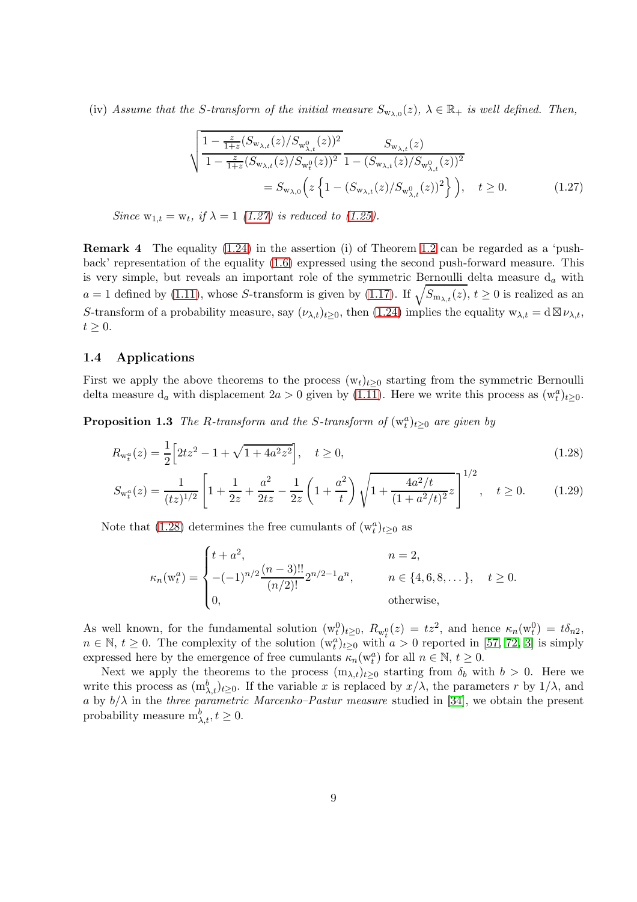(iv) *Assume that the S-transform of the initial measure $S_{\mathrm{w}_{\lambda,0}}(z)$, $\lambda \in \mathbb{R}_+$ is well defined. Then,*

$$
\sqrt{\frac{1-\frac{z}{1+z}(S_{\mathrm{w}_{\lambda,t}}(z)/S_{\mathrm{w}^0_{\lambda,t}}(z))^2}{1-\frac{z}{1+z}(S_{\mathrm{w}_{\lambda,t}}(z)/S_{\mathrm{w}^0_t}(z))^2}}\frac{S_{\mathrm{w}_{\lambda,t}}(z)}{1-(S_{\mathrm{w}_{\lambda,t}}(z)/S_{\mathrm{w}^0_{\lambda,t}}(z))^2}
= S_{\mathrm{w}_{\lambda,0}}\Big(z\left\{1-(S_{\mathrm{w}_{\lambda,t}}(z)/S_{\mathrm{w}^0_{\lambda,t}}(z))^2\right\}\Big), \quad t \geq 0. \tag{1.27}
$$

*Since $\mathrm{w}_{1,t} = \mathrm{w}_t$, if $\lambda = 1$ (1.27) is reduced to (1.25).*

**Remark 4** The equality (1.24) in the assertion (i) of Theorem 1.2 can be regarded as a 'push-back' representation of the equality (1.6) expressed using the second push-forward measure. This is very simple, but reveals an important role of the symmetric Bernoulli delta measure $\mathrm{d}_a$ with $a = 1$ defined by (1.11), whose $S$-transform is given by (1.17). If $\sqrt{S_{\mathrm{m}_{\lambda,t}}(z)}$, $t \geq 0$ is realized as an $S$-transform of a probability measure, say $(\nu_{\lambda,t})_{t\geq 0}$, then (1.24) implies the equality $\mathrm{w}_{\lambda,t} = \mathrm{d} \boxtimes \nu_{\lambda,t}$, $t \geq 0$.

### 1.4 Applications

First we apply the above theorems to the process $(\mathrm{w}_t)_{t\geq 0}$ starting from the symmetric Bernoulli delta measure $\mathrm{d}_a$ with displacement $2a > 0$ given by (1.11). Here we write this process as $(\mathrm{w}^a_t)_{t\geq 0}$.

**Proposition 1.3** *The R-transform and the S-transform of $(\mathrm{w}^a_t)_{t\geq 0}$ are given by*

$$
R_{\mathrm{w}^a_t}(z) = \frac{1}{2}\Big[2tz^2 - 1 + \sqrt{1+4a^2z^2}\Big], \quad t \geq 0, \tag{1.28}
$$

$$
S_{\mathrm{w}^a_t}(z) = \frac{1}{(tz)^{1/2}}\left[1 + \frac{1}{2z} + \frac{a^2}{2tz} - \frac{1}{2z}\left(1+\frac{a^2}{t}\right)\sqrt{1+\frac{4a^2/t}{(1+a^2/t)^2}z}\right]^{1/2}, \quad t \geq 0. \tag{1.29}
$$

Note that (1.28) determines the free cumulants of $(\mathrm{w}^a_t)_{t\geq 0}$ as

$$
\kappa_n(\mathrm{w}^a_t) = \begin{cases} t + a^2, & n = 2, \\ -(-1)^{n/2}\dfrac{(n-3)!!}{(n/2)!}2^{n/2-1}a^n, & n \in \{4,6,8,\dots\}, \\ 0, & \text{otherwise}, \end{cases} \quad t \geq 0.
$$

As well known, for the fundamental solution $(\mathrm{w}^0_t)_{t\geq 0}$, $R_{\mathrm{w}^0_t}(z) = tz^2$, and hence $\kappa_n(\mathrm{w}^0_t) = t\delta_{n2}$, $n \in \mathbb{N}$, $t \geq 0$. The complexity of the solution $(\mathrm{w}^a_t)_{t\geq 0}$ with $a > 0$ reported in [57, 72, 3] is simply expressed here by the emergence of free cumulants $\kappa_n(\mathrm{w}^a_t)$ for all $n \in \mathbb{N}$, $t \geq 0$.

Next we apply the theorems to the process $(\mathrm{m}_{\lambda,t})_{t\geq 0}$ starting from $\delta_b$ with $b > 0$. Here we write this process as $(\mathrm{m}^b_{\lambda,t})_{t\geq 0}$. If the variable $x$ is replaced by $x/\lambda$, the parameters $r$ by $1/\lambda$, and $a$ by $b/\lambda$ in the *three parametric Marcenko–Pastur measure* studied in [34], we obtain the present probability measure $\mathrm{m}^b_{\lambda,t}$, $t \geq 0$.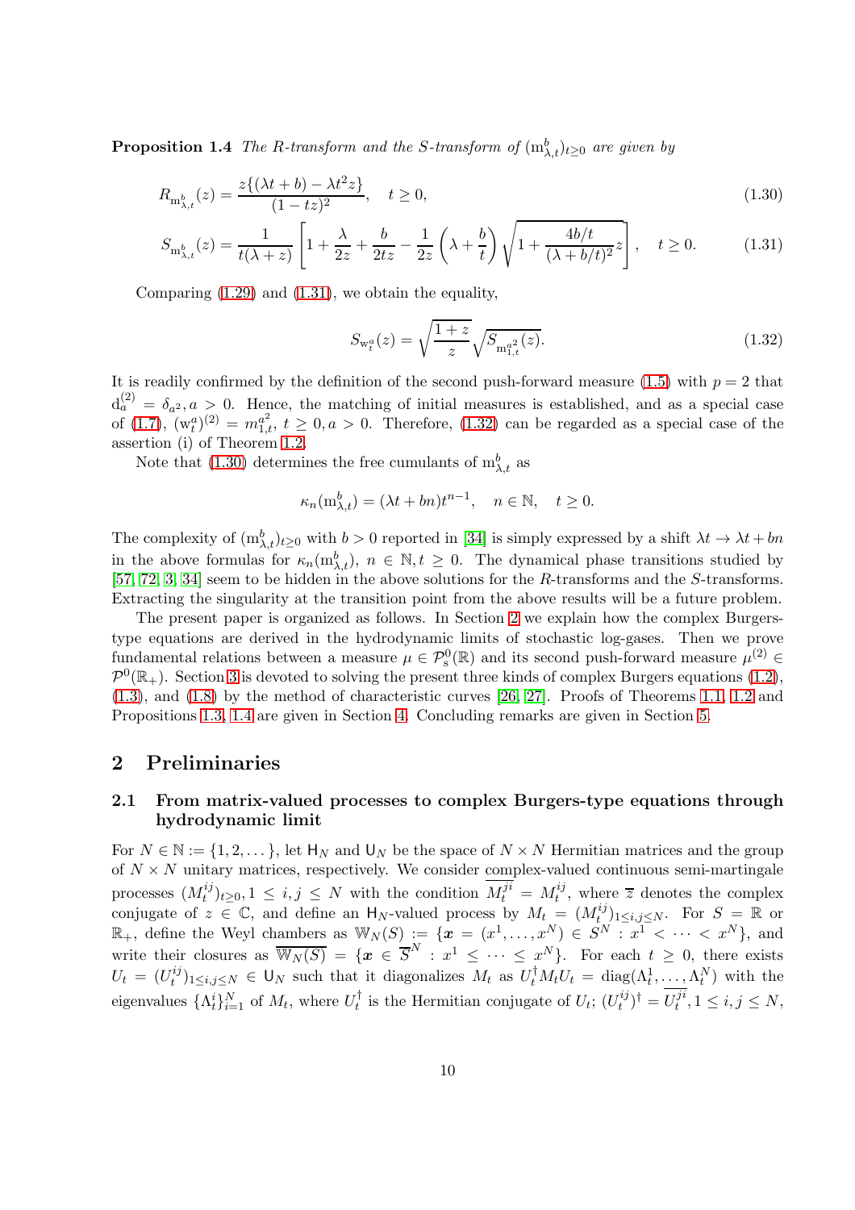**Proposition 1.4** *The R-transform and the S-transform of $(\mathrm{m}^b_{\lambda,t})_{t\geq 0}$ are given by*

$$R_{\mathrm{m}^b_{\lambda,t}}(z) = \frac{z\{(\lambda t + b) - \lambda t^2 z\}}{(1-tz)^2}, \quad t \geq 0, \tag{1.30}$$

$$S_{\mathrm{m}^b_{\lambda,t}}(z) = \frac{1}{t(\lambda+z)} \left[ 1 + \frac{\lambda}{2z} + \frac{b}{2tz} - \frac{1}{2z}\left(\lambda + \frac{b}{t}\right)\sqrt{1 + \frac{4b/t}{(\lambda+b/t)^2} z} \right], \quad t \geq 0. \tag{1.31}$$

Comparing (1.29) and (1.31), we obtain the equality,

$$S_{\mathrm{w}^a_t}(z) = \sqrt{\frac{1+z}{z}} \sqrt{S_{\mathrm{m}^{a^2}_{1,t}}(z)}. \tag{1.32}$$

It is readily confirmed by the definition of the second push-forward measure (1.5) with $p=2$ that $\mathrm{d}^{(2)}_a = \delta_{a^2}, a > 0$. Hence, the matching of initial measures is established, and as a special case of (1.7), $(\mathrm{w}^a_t)^{(2)} = m^{a^2}_{1,t}$, $t \geq 0, a > 0$. Therefore, (1.32) can be regarded as a special case of the assertion (i) of Theorem 1.2.

Note that (1.30) determines the free cumulants of $\mathrm{m}^b_{\lambda,t}$ as

$$\kappa_n(\mathrm{m}^b_{\lambda,t}) = (\lambda t + bn)t^{n-1}, \quad n \in \mathbb{N}, \quad t \geq 0.$$

The complexity of $(\mathrm{m}^b_{\lambda,t})_{t\geq 0}$ with $b > 0$ reported in [34] is simply expressed by a shift $\lambda t \to \lambda t + bn$ in the above formulas for $\kappa_n(\mathrm{m}^b_{\lambda,t})$, $n \in \mathbb{N}, t \geq 0$. The dynamical phase transitions studied by [57, 72, 3, 34] seem to be hidden in the above solutions for the $R$-transforms and the $S$-transforms. Extracting the singularity at the transition point from the above results will be a future problem.

The present paper is organized as follows. In Section 2 we explain how the complex Burgers-type equations are derived in the hydrodynamic limits of stochastic log-gases. Then we prove fundamental relations between a measure $\mu \in \mathcal{P}^0_{\mathrm{s}}(\mathbb{R})$ and its second push-forward measure $\mu^{(2)} \in \mathcal{P}^0(\mathbb{R}_+)$. Section 3 is devoted to solving the present three kinds of complex Burgers equations (1.2), (1.3), and (1.8) by the method of characteristic curves [26, 27]. Proofs of Theorems 1.1, 1.2 and Propositions 1.3, 1.4 are given in Section 4. Concluding remarks are given in Section 5.

# 2 Preliminaries

## 2.1 From matrix-valued processes to complex Burgers-type equations through hydrodynamic limit

For $N \in \mathbb{N} := \{1, 2, \dots\}$, let $\mathsf{H}_N$ and $\mathsf{U}_N$ be the space of $N \times N$ Hermitian matrices and the group of $N \times N$ unitary matrices, respectively. We consider complex-valued continuous semi-martingale processes $(M^{ij}_t)_{t\geq 0}, 1 \leq i, j \leq N$ with the condition $\overline{M^{ji}_t} = M^{ij}_t$, where $\overline{z}$ denotes the complex conjugate of $z \in \mathbb{C}$, and define an $\mathsf{H}_N$-valued process by $M_t = (M^{ij}_t)_{1\leq i,j\leq N}$. For $S = \mathbb{R}$ or $\mathbb{R}_+$, define the Weyl chambers as $\mathbb{W}_N(S) := \{\boldsymbol{x} = (x^1, \dots, x^N) \in S^N : x^1 < \cdots < x^N\}$, and write their closures as $\overline{\mathbb{W}_N(S)} = \{\boldsymbol{x} \in \overline{S}^N : x^1 \leq \cdots \leq x^N\}$. For each $t \geq 0$, there exists $U_t = (U^{ij}_t)_{1\leq i,j\leq N} \in \mathsf{U}_N$ such that it diagonalizes $M_t$ as $U^\dagger_t M_t U_t = \mathrm{diag}(\Lambda^1_t, \dots, \Lambda^N_t)$ with the eigenvalues $\{\Lambda^i_t\}^N_{i=1}$ of $M_t$, where $U^\dagger_t$ is the Hermitian conjugate of $U_t$; $(U^{ij}_t)^\dagger = \overline{U^{ji}_t}, 1 \leq i, j \leq N$,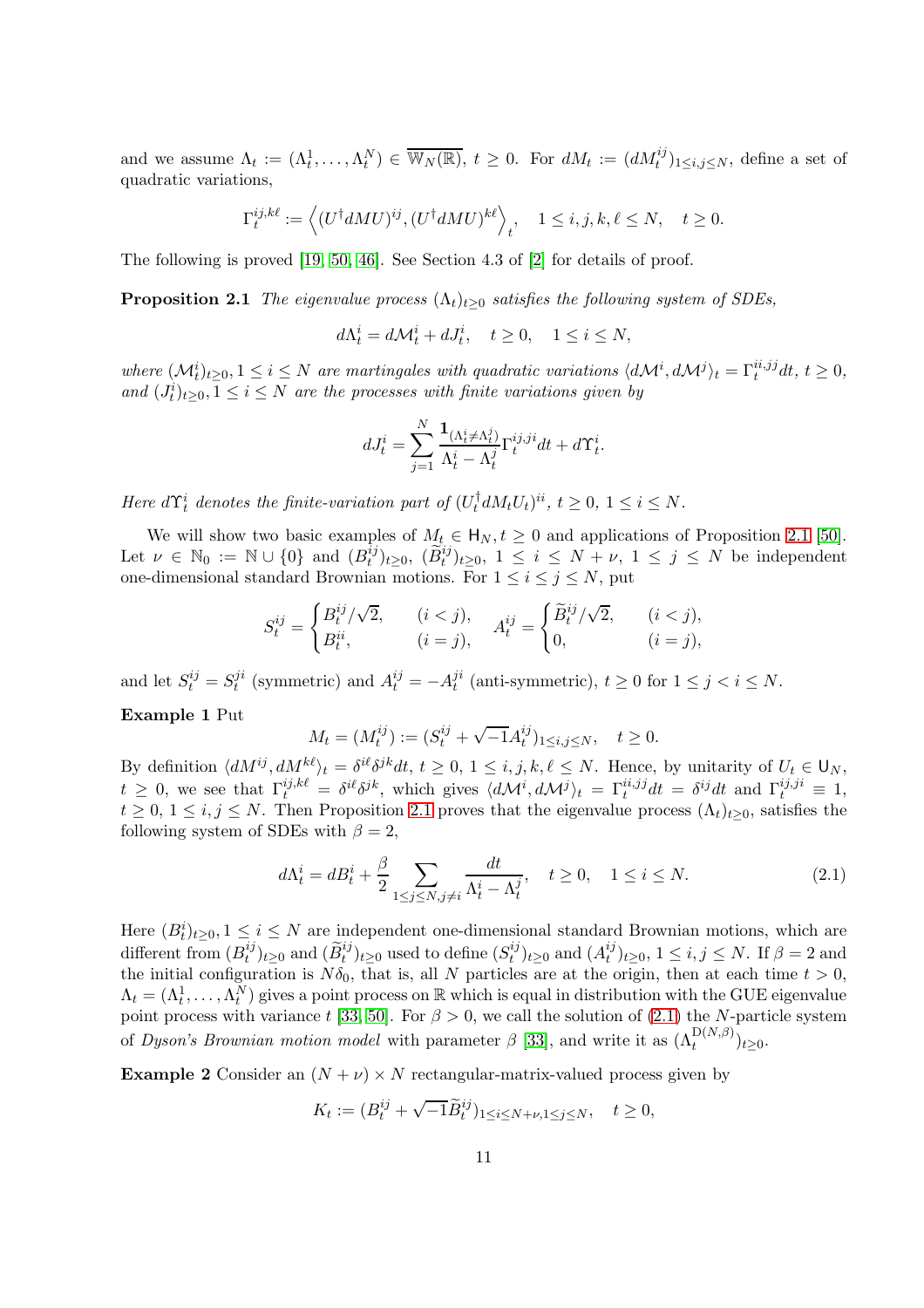and we assume $\Lambda_t := (\Lambda_t^1, \dots, \Lambda_t^N) \in \overline{\mathbb{W}_N(\mathbb{R})}$, $t \geq 0$. For $dM_t := (dM_t^{ij})_{1 \leq i,j \leq N}$, define a set of quadratic variations,

$$\Gamma_t^{ij,k\ell} := \Big\langle (U^\dagger dMU)^{ij}, (U^\dagger dMU)^{k\ell} \Big\rangle_t, \quad 1 \leq i,j,k,\ell \leq N, \quad t \geq 0.$$

The following is proved [19, 50, 46]. See Section 4.3 of [2] for details of proof.

**Proposition 2.1** *The eigenvalue process $(\Lambda_t)_{t \geq 0}$ satisfies the following system of SDEs,*

$$d\Lambda_t^i = d\mathcal{M}_t^i + dJ_t^i, \quad t \geq 0, \quad 1 \leq i \leq N,$$

*where $(\mathcal{M}_t^i)_{t\geq 0}, 1 \leq i \leq N$ are martingales with quadratic variations $\langle d\mathcal{M}^i, d\mathcal{M}^j \rangle_t = \Gamma_t^{ii,jj} dt$, $t \geq 0$, and $(J_t^i)_{t \geq 0}, 1 \leq i \leq N$ are the processes with finite variations given by*

$$dJ_t^i = \sum_{j=1}^N \frac{\mathbf{1}_{(\Lambda_t^i \neq \Lambda_t^j)}}{\Lambda_t^i - \Lambda_t^j} \Gamma_t^{ij,ji} dt + d\Upsilon_t^i.$$

*Here $d\Upsilon_t^i$ denotes the finite-variation part of $(U_t^\dagger dM_t U_t)^{ii}$, $t \geq 0$, $1 \leq i \leq N$.*

We will show two basic examples of $M_t \in \mathsf{H}_N, t \geq 0$ and applications of Proposition 2.1 [50]. Let $\nu \in \mathbb{N}_0 := \mathbb{N} \cup \{0\}$ and $(B_t^{ij})_{t \geq 0}$, $(\widetilde{B}_t^{ij})_{t \geq 0}$, $1 \leq i \leq N+\nu$, $1 \leq j \leq N$ be independent one-dimensional standard Brownian motions. For $1 \leq i \leq j \leq N$, put

$$S_t^{ij} = \begin{cases} B_t^{ij}/\sqrt{2}, & (i<j), \\ B_t^{ii}, & (i=j), \end{cases} \quad A_t^{ij} = \begin{cases} \widetilde{B}_t^{ij}/\sqrt{2}, & (i<j), \\ 0, & (i=j), \end{cases}$$

and let $S_t^{ij} = S_t^{ji}$ (symmetric) and $A_t^{ij} = -A_t^{ji}$ (anti-symmetric), $t \geq 0$ for $1 \leq j < i \leq N$.

**Example 1** Put

$$M_t = (M_t^{ij}) := (S_t^{ij} + \sqrt{-1} A_t^{ij})_{1 \leq i,j \leq N}, \quad t \geq 0.$$

By definition $\langle dM^{ij}, dM^{k\ell} \rangle_t = \delta^{i\ell}\delta^{jk} dt$, $t \geq 0$, $1 \leq i,j,k,\ell \leq N$. Hence, by unitarity of $U_t \in \mathsf{U}_N$, $t \geq 0$, we see that $\Gamma_t^{ij,k\ell} = \delta^{i\ell}\delta^{jk}$, which gives $\langle d\mathcal{M}^i, d\mathcal{M}^j \rangle_t = \Gamma_t^{ii,jj} dt = \delta^{ij} dt$ and $\Gamma_t^{ij,ji} \equiv 1$, $t \geq 0$, $1 \leq i,j \leq N$. Then Proposition 2.1 proves that the eigenvalue process $(\Lambda_t)_{t \geq 0}$, satisfies the following system of SDEs with $\beta = 2$,

$$d\Lambda_t^i = dB_t^i + \frac{\beta}{2} \sum_{1 \leq j \leq N, j \neq i} \frac{dt}{\Lambda_t^i - \Lambda_t^j}, \quad t \geq 0, \quad 1 \leq i \leq N. \tag{2.1}$$

Here $(B_t^i)_{t \geq 0}, 1 \leq i \leq N$ are independent one-dimensional standard Brownian motions, which are different from $(B_t^{ij})_{t \geq 0}$ and $(\widetilde{B}_t^{ij})_{t\geq 0}$ used to define $(S_t^{ij})_{t \geq 0}$ and $(A_t^{ij})_{t \geq 0}$, $1 \leq i,j \leq N$. If $\beta = 2$ and the initial configuration is $N\delta_0$, that is, all $N$ particles are at the origin, then at each time $t > 0$, $\Lambda_t = (\Lambda_t^1, \dots, \Lambda_t^N)$ gives a point process on $\mathbb{R}$ which is equal in distribution with the GUE eigenvalue point process with variance $t$ [33, 50]. For $\beta > 0$, we call the solution of (2.1) the $N$-particle system of *Dyson's Brownian motion model* with parameter $\beta$ [33], and write it as $(\Lambda_t^{\mathrm{D}(N,\beta)})_{t \geq 0}$.

**Example 2** Consider an $(N+\nu) \times N$ rectangular-matrix-valued process given by

$$K_t := (B_t^{ij} + \sqrt{-1} \widetilde{B}_t^{ij})_{1 \leq i \leq N+\nu, 1 \leq j \leq N}, \quad t \geq 0,$$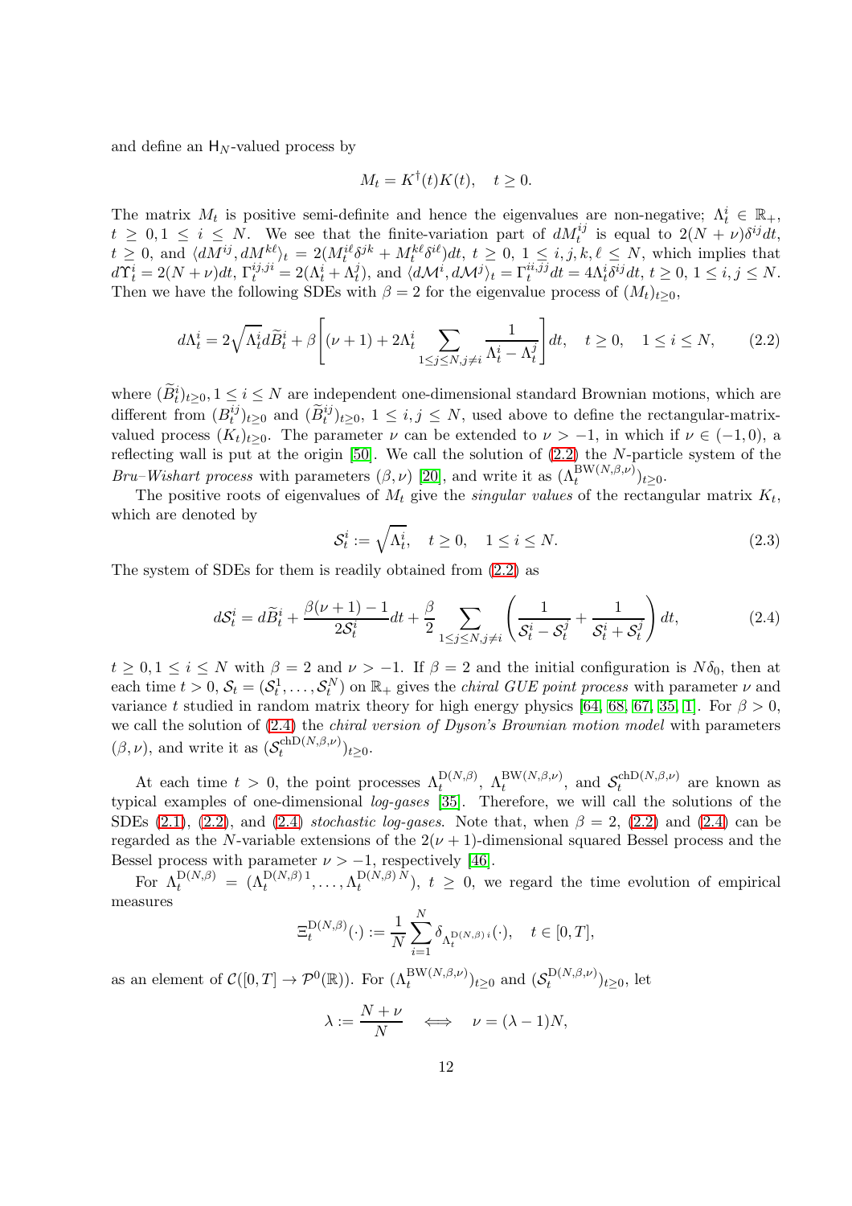and define an $\mathsf{H}_N$-valued process by

$$
M_t = K^\dagger(t)K(t), \quad t \geq 0.
$$

The matrix $M_t$ is positive semi-definite and hence the eigenvalues are non-negative; $\Lambda_t^i \in \mathbb{R}_+$, $t \geq 0, 1 \leq i \leq N$. We see that the finite-variation part of $dM_t^{ij}$ is equal to $2(N+\nu)\delta^{ij}dt$, $t \geq 0$, and $\langle dM^{ij}, dM^{k\ell}\rangle_t = 2(M_t^{i\ell}\delta^{jk} + M_t^{k\ell}\delta^{i\ell})dt$, $t \geq 0$, $1 \leq i,j,k,\ell \leq N$, which implies that $d\Upsilon_t^i = 2(N+\nu)dt$, $\Gamma_t^{ij,ji} = 2(\Lambda_t^i + \Lambda_t^j)$, and $\langle d\mathcal{M}^i, d\mathcal{M}^j\rangle_t = \Gamma_t^{ii,jj}dt = 4\Lambda_t^i\delta^{ij}dt$, $t \geq 0$, $1 \leq i,j \leq N$. Then we have the following SDEs with $\beta = 2$ for the eigenvalue process of $(M_t)_{t\geq 0}$,

$$
d\Lambda_t^i = 2\sqrt{\Lambda_t^i}d\widetilde{B}_t^i + \beta\left[(\nu+1) + 2\Lambda_t^i \sum_{1\leq j\leq N, j\neq i} \frac{1}{\Lambda_t^i - \Lambda_t^j}\right]dt, \quad t \geq 0, \quad 1 \leq i \leq N, \tag{2.2}
$$

where $(\widetilde{B}_t^i)_{t\geq 0}, 1 \leq i \leq N$ are independent one-dimensional standard Brownian motions, which are different from $(B_t^{ij})_{t\geq 0}$ and $(\widetilde{B}_t^{ij})_{t\geq 0}$, $1 \leq i,j \leq N$, used above to define the rectangular-matrix-valued process $(K_t)_{t\geq 0}$. The parameter $\nu$ can be extended to $\nu > -1$, in which if $\nu \in (-1, 0)$, a reflecting wall is put at the origin [50]. We call the solution of (2.2) the $N$-particle system of the *Bru–Wishart process* with parameters $(\beta, \nu)$ [20], and write it as $(\Lambda_t^{\mathrm{BW}(N,\beta,\nu)})_{t\geq 0}$.

The positive roots of eigenvalues of $M_t$ give the *singular values* of the rectangular matrix $K_t$, which are denoted by

$$
\mathcal{S}_t^i := \sqrt{\Lambda_t^i}, \quad t \geq 0, \quad 1 \leq i \leq N. \tag{2.3}
$$

The system of SDEs for them is readily obtained from (2.2) as

$$
d\mathcal{S}_t^i = d\widetilde{B}_t^i + \frac{\beta(\nu+1)-1}{2\mathcal{S}_t^i}dt + \frac{\beta}{2}\sum_{1\leq j\leq N, j\neq i}\left(\frac{1}{\mathcal{S}_t^i - \mathcal{S}_t^j} + \frac{1}{\mathcal{S}_t^i + \mathcal{S}_t^j}\right)dt, \tag{2.4}
$$

$t \geq 0, 1 \leq i \leq N$ with $\beta = 2$ and $\nu > -1$. If $\beta = 2$ and the initial configuration is $N\delta_0$, then at each time $t > 0$, $\mathcal{S}_t = (\mathcal{S}_t^1, \dots, \mathcal{S}_t^N)$ on $\mathbb{R}_+$ gives the *chiral GUE point process* with parameter $\nu$ and variance $t$ studied in random matrix theory for high energy physics [64, 68, 67, 35, 1]. For $\beta > 0$, we call the solution of (2.4) the *chiral version of Dyson's Brownian motion model* with parameters $(\beta, \nu)$, and write it as $(\mathcal{S}_t^{\mathrm{chD}(N,\beta,\nu)})_{t\geq 0}$.

At each time $t > 0$, the point processes $\Lambda_t^{\mathrm{D}(N,\beta)}$, $\Lambda_t^{\mathrm{BW}(N,\beta,\nu)}$, and $\mathcal{S}_t^{\mathrm{chD}(N,\beta,\nu)}$ are known as typical examples of one-dimensional *log-gases* [35]. Therefore, we will call the solutions of the SDEs (2.1), (2.2), and (2.4) *stochastic log-gases*. Note that, when $\beta = 2$, (2.2) and (2.4) can be regarded as the $N$-variable extensions of the $2(\nu+1)$-dimensional squared Bessel process and the Bessel process with parameter $\nu > -1$, respectively [46].

For $\Lambda_t^{\mathrm{D}(N,\beta)} = (\Lambda_t^{\mathrm{D}(N,\beta)\,1}, \dots, \Lambda_t^{\mathrm{D}(N,\beta)\,N})$, $t \geq 0$, we regard the time evolution of empirical measures

$$
\Xi_t^{\mathrm{D}(N,\beta)}(\cdot) := \frac{1}{N}\sum_{i=1}^N \delta_{\Lambda_t^{\mathrm{D}(N,\beta)\,i}}(\cdot), \quad t \in [0,T],
$$

as an element of $\mathcal{C}([0,T] \to \mathcal{P}^0(\mathbb{R}))$. For $(\Lambda_t^{\mathrm{BW}(N,\beta,\nu)})_{t\geq 0}$ and $(\mathcal{S}_t^{\mathrm{D}(N,\beta,\nu)})_{t\geq 0}$, let

$$
\lambda := \frac{N+\nu}{N} \quad \Longleftrightarrow \quad \nu = (\lambda - 1)N,
$$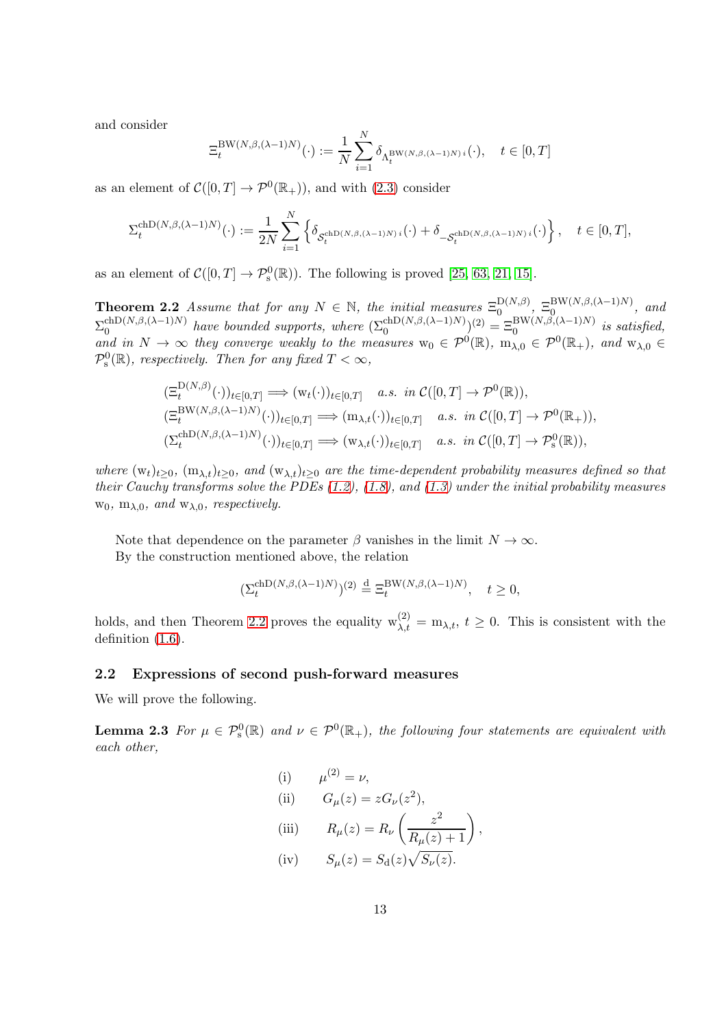and consider

$$\Xi_t^{\mathrm{BW}(N,\beta,(\lambda-1)N)}(\cdot) := \frac{1}{N}\sum_{i=1}^{N} \delta_{\Lambda_t^{\mathrm{BW}(N,\beta,(\lambda-1)N)\,i}}(\cdot), \quad t \in [0,T]$$

as an element of $\mathcal{C}([0,T] \to \mathcal{P}^0(\mathbb{R}_+))$, and with (2.3) consider

$$\Sigma_t^{\mathrm{chD}(N,\beta,(\lambda-1)N)}(\cdot) := \frac{1}{2N}\sum_{i=1}^{N} \left\{ \delta_{\mathcal{S}_t^{\mathrm{chD}(N,\beta,(\lambda-1)N)\,i}}(\cdot) + \delta_{-\mathcal{S}_t^{\mathrm{chD}(N,\beta,(\lambda-1)N)\,i}}(\cdot) \right\}, \quad t \in [0,T],$$

as an element of $\mathcal{C}([0,T] \to \mathcal{P}^0_{\mathrm{s}}(\mathbb{R}))$. The following is proved [25, 63, 21, 15].

**Theorem 2.2** *Assume that for any $N \in \mathbb{N}$, the initial measures $\Xi_0^{\mathrm{D}(N,\beta)}$, $\Xi_0^{\mathrm{BW}(N,\beta,(\lambda-1)N)}$, and $\Sigma_0^{\mathrm{chD}(N,\beta,(\lambda-1)N)}$ have bounded supports, where $(\Sigma_0^{\mathrm{chD}(N,\beta,(\lambda-1)N)})^{(2)} = \Xi_0^{\mathrm{BW}(N,\beta,(\lambda-1)N)}$ is satisfied, and in $N \to \infty$ they converge weakly to the measures $\mathrm{w}_0 \in \mathcal{P}^0(\mathbb{R})$, $\mathrm{m}_{\lambda,0} \in \mathcal{P}^0(\mathbb{R}_+)$, and $\mathrm{w}_{\lambda,0} \in \mathcal{P}^0_{\mathrm{s}}(\mathbb{R})$, respectively. Then for any fixed $T < \infty$,*

$$(\Xi_t^{\mathrm{D}(N,\beta)}(\cdot))_{t\in[0,T]} \Longrightarrow (\mathrm{w}_t(\cdot))_{t\in[0,T]} \quad a.s. \ in \ \mathcal{C}([0,T] \to \mathcal{P}^0(\mathbb{R})),$$
$$(\Xi_t^{\mathrm{BW}(N,\beta,(\lambda-1)N)}(\cdot))_{t\in[0,T]} \Longrightarrow (\mathrm{m}_{\lambda,t}(\cdot))_{t\in[0,T]} \quad a.s. \ in \ \mathcal{C}([0,T] \to \mathcal{P}^0(\mathbb{R}_+)),$$
$$(\Sigma_t^{\mathrm{chD}(N,\beta,(\lambda-1)N)}(\cdot))_{t\in[0,T]} \Longrightarrow (\mathrm{w}_{\lambda,t}(\cdot))_{t\in[0,T]} \quad a.s. \ in \ \mathcal{C}([0,T] \to \mathcal{P}^0_{\mathrm{s}}(\mathbb{R})),$$

*where $(\mathrm{w}_t)_{t\geq 0}$, $(\mathrm{m}_{\lambda,t})_{t\geq 0}$, and $(\mathrm{w}_{\lambda,t})_{t\geq 0}$ are the time-dependent probability measures defined so that their Cauchy transforms solve the PDEs (1.2), (1.8), and (1.3) under the initial probability measures $\mathrm{w}_0$, $\mathrm{m}_{\lambda,0}$, and $\mathrm{w}_{\lambda,0}$, respectively.*

Note that dependence on the parameter $\beta$ vanishes in the limit $N \to \infty$.
By the construction mentioned above, the relation

$$(\Sigma_t^{\mathrm{chD}(N,\beta,(\lambda-1)N)})^{(2)} \stackrel{\mathrm{d}}{=} \Xi_t^{\mathrm{BW}(N,\beta,(\lambda-1)N)}, \quad t \geq 0,$$

holds, and then Theorem 2.2 proves the equality $\mathrm{w}_{\lambda,t}^{(2)} = \mathrm{m}_{\lambda,t}$, $t \geq 0$. This is consistent with the definition (1.6).

### 2.2 Expressions of second push-forward measures

We will prove the following.

**Lemma 2.3** *For $\mu \in \mathcal{P}^0_{\mathrm{s}}(\mathbb{R})$ and $\nu \in \mathcal{P}^0(\mathbb{R}_+)$, the following four statements are equivalent with each other,*

$$\text{(i)} \qquad \mu^{(2)} = \nu,$$
$$\text{(ii)} \qquad G_\mu(z) = zG_\nu(z^2),$$
$$\text{(iii)} \qquad R_\mu(z) = R_\nu\left(\frac{z^2}{R_\mu(z)+1}\right),$$
$$\text{(iv)} \qquad S_\mu(z) = S_{\mathrm{d}}(z)\sqrt{S_\nu(z)}.$$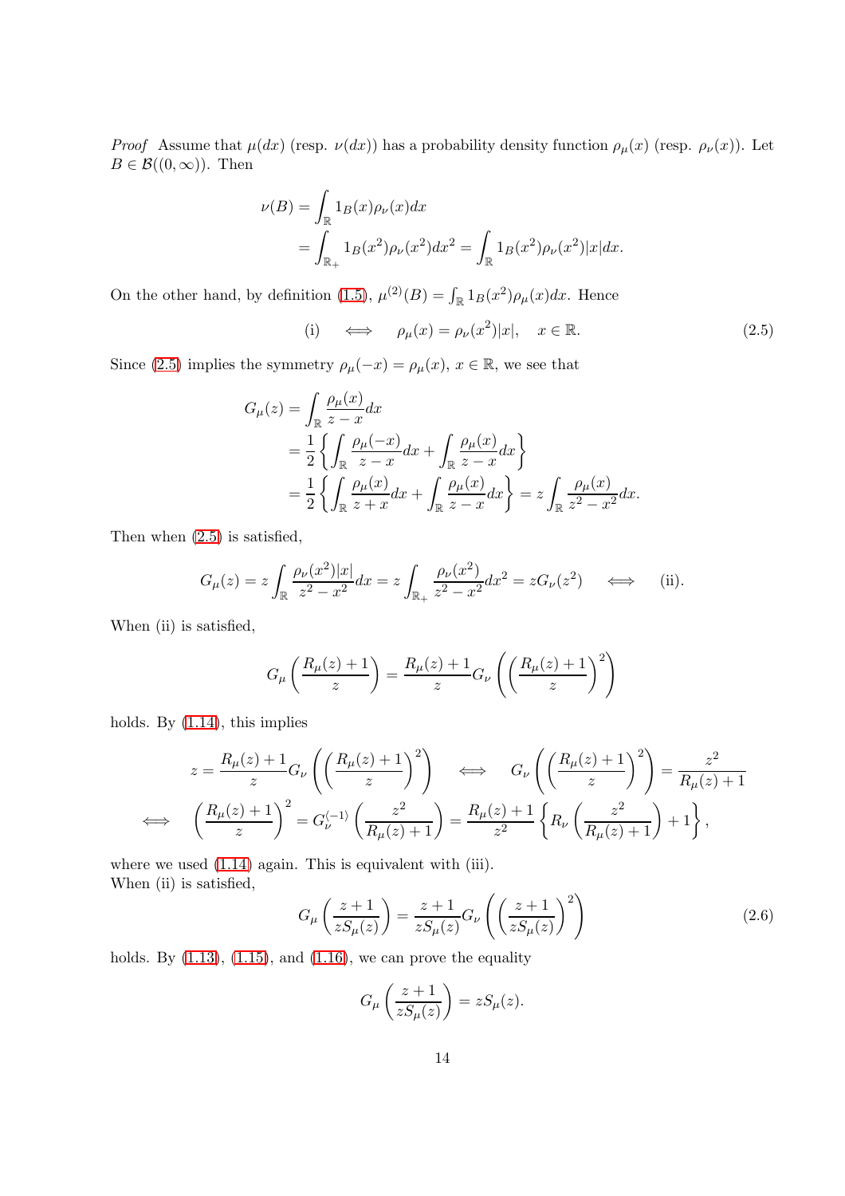*Proof* Assume that $\mu(dx)$ (resp. $\nu(dx)$) has a probability density function $\rho_\mu(x)$ (resp. $\rho_\nu(x)$). Let $B \in \mathcal{B}((0,\infty))$. Then

$$
\begin{aligned}
\nu(B) &= \int_{\mathbb{R}} 1_B(x)\rho_\nu(x)dx \\
&= \int_{\mathbb{R}_+} 1_B(x^2)\rho_\nu(x^2)dx^2 = \int_{\mathbb{R}} 1_B(x^2)\rho_\nu(x^2)|x|dx.
\end{aligned}
$$

On the other hand, by definition (1.5), $\mu^{(2)}(B) = \int_{\mathbb{R}} 1_B(x^2)\rho_\mu(x)dx$. Hence

$$
\text{(i)} \quad \iff \quad \rho_\mu(x) = \rho_\nu(x^2)|x|, \quad x \in \mathbb{R}. \tag{2.5}
$$

Since (2.5) implies the symmetry $\rho_\mu(-x) = \rho_\mu(x)$, $x \in \mathbb{R}$, we see that

$$
\begin{aligned}
G_\mu(z) &= \int_{\mathbb{R}} \frac{\rho_\mu(x)}{z-x}dx \\
&= \frac{1}{2}\left\{\int_{\mathbb{R}} \frac{\rho_\mu(-x)}{z-x}dx + \int_{\mathbb{R}} \frac{\rho_\mu(x)}{z-x}dx\right\} \\
&= \frac{1}{2}\left\{\int_{\mathbb{R}} \frac{\rho_\mu(x)}{z+x}dx + \int_{\mathbb{R}} \frac{\rho_\mu(x)}{z-x}dx\right\} = z\int_{\mathbb{R}} \frac{\rho_\mu(x)}{z^2-x^2}dx.
\end{aligned}
$$

Then when (2.5) is satisfied,

$$
G_\mu(z) = z\int_{\mathbb{R}} \frac{\rho_\nu(x^2)|x|}{z^2-x^2}dx = z\int_{\mathbb{R}_+} \frac{\rho_\nu(x^2)}{z^2-x^2}dx^2 = zG_\nu(z^2) \quad \iff \quad \text{(ii)}.
$$

When (ii) is satisfied,

$$
G_\mu\left(\frac{R_\mu(z)+1}{z}\right) = \frac{R_\mu(z)+1}{z}G_\nu\left(\left(\frac{R_\mu(z)+1}{z}\right)^2\right)
$$

holds. By (1.14), this implies

$$
\begin{aligned}
& z = \frac{R_\mu(z)+1}{z}G_\nu\left(\left(\frac{R_\mu(z)+1}{z}\right)^2\right) \quad \iff \quad G_\nu\left(\left(\frac{R_\mu(z)+1}{z}\right)^2\right) = \frac{z^2}{R_\mu(z)+1} \\
\iff \quad & \left(\frac{R_\mu(z)+1}{z}\right)^2 = G_\nu^{\langle -1\rangle}\left(\frac{z^2}{R_\mu(z)+1}\right) = \frac{R_\mu(z)+1}{z^2}\left\{R_\nu\left(\frac{z^2}{R_\mu(z)+1}\right)+1\right\},
\end{aligned}
$$

where we used (1.14) again. This is equivalent with (iii).
When (ii) is satisfied,

$$
G_\mu\left(\frac{z+1}{zS_\mu(z)}\right) = \frac{z+1}{zS_\mu(z)}G_\nu\left(\left(\frac{z+1}{zS_\mu(z)}\right)^2\right) \tag{2.6}
$$

holds. By (1.13), (1.15), and (1.16), we can prove the equality

$$
G_\mu\left(\frac{z+1}{zS_\mu(z)}\right) = zS_\mu(z).
$$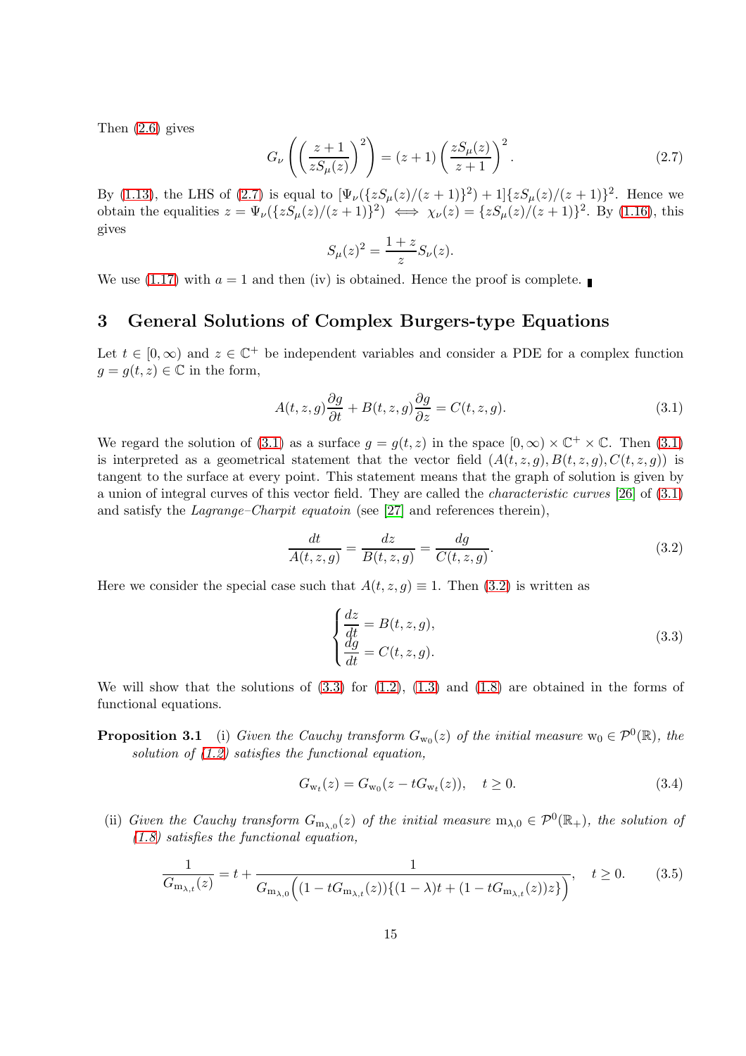Then (2.6) gives

$$G_\nu\left(\left(\frac{z+1}{zS_\mu(z)}\right)^2\right) = (z+1)\left(\frac{zS_\mu(z)}{z+1}\right)^2. \tag{2.7}$$

By (1.13), the LHS of (2.7) is equal to $[\Psi_\nu(\{zS_\mu(z)/(z+1)\}^2)+1]\{zS_\mu(z)/(z+1)\}^2$. Hence we obtain the equalities $z = \Psi_\nu(\{zS_\mu(z)/(z+1)\}^2) \iff \chi_\nu(z) = \{zS_\mu(z)/(z+1)\}^2$. By (1.16), this gives

$$S_\mu(z)^2 = \frac{1+z}{z} S_\nu(z).$$

We use (1.17) with $a=1$ and then (iv) is obtained. Hence the proof is complete. ∎

# 3 General Solutions of Complex Burgers-type Equations

Let $t \in [0,\infty)$ and $z \in \mathbb{C}^+$ be independent variables and consider a PDE for a complex function $g = g(t,z) \in \mathbb{C}$ in the form,

$$A(t,z,g)\frac{\partial g}{\partial t} + B(t,z,g)\frac{\partial g}{\partial z} = C(t,z,g). \tag{3.1}$$

We regard the solution of (3.1) as a surface $g = g(t,z)$ in the space $[0,\infty) \times \mathbb{C}^+ \times \mathbb{C}$. Then (3.1) is interpreted as a geometrical statement that the vector field $(A(t,z,g), B(t,z,g), C(t,z,g))$ is tangent to the surface at every point. This statement means that the graph of solution is given by a union of integral curves of this vector field. They are called the *characteristic curves* [26] of (3.1) and satisfy the *Lagrange–Charpit equatoin* (see [27] and references therein),

$$\frac{dt}{A(t,z,g)} = \frac{dz}{B(t,z,g)} = \frac{dg}{C(t,z,g)}. \tag{3.2}$$

Here we consider the special case such that $A(t,z,g) \equiv 1$. Then (3.2) is written as

$$\begin{cases} \dfrac{dz}{dt} = B(t,z,g), \\ \dfrac{dg}{dt} = C(t,z,g). \end{cases} \tag{3.3}$$

We will show that the solutions of (3.3) for (1.2), (1.3) and (1.8) are obtained in the forms of functional equations.

**Proposition 3.1** (i) *Given the Cauchy transform $G_{\mathrm{w}_0}(z)$ of the initial measure $\mathrm{w}_0 \in \mathcal{P}^0(\mathbb{R})$, the solution of (1.2) satisfies the functional equation,*

$$G_{\mathrm{w}_t}(z) = G_{\mathrm{w}_0}(z - tG_{\mathrm{w}_t}(z)), \quad t \geq 0. \tag{3.4}$$

(ii) *Given the Cauchy transform $G_{\mathrm{m}_{\lambda,0}}(z)$ of the initial measure $\mathrm{m}_{\lambda,0} \in \mathcal{P}^0(\mathbb{R}_+)$, the solution of (1.8) satisfies the functional equation,*

$$\frac{1}{G_{\mathrm{m}_{\lambda,t}}(z)} = t + \frac{1}{G_{\mathrm{m}_{\lambda,0}}\Big((1-tG_{\mathrm{m}_{\lambda,t}}(z))\{(1-\lambda)t + (1-tG_{\mathrm{m}_{\lambda,t}}(z))z\}\Big)}, \quad t \geq 0. \tag{3.5}$$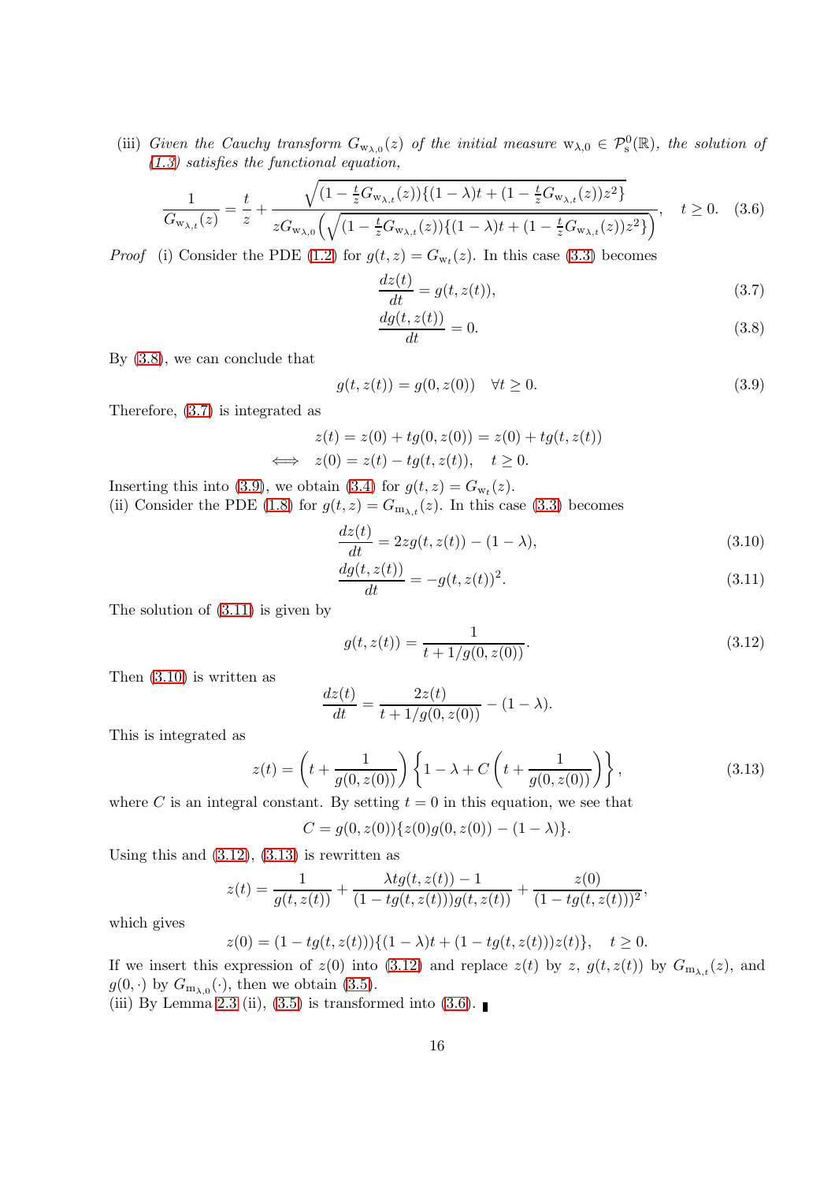(iii) *Given the Cauchy transform $G_{\mathrm{w}_{\lambda,0}}(z)$ of the initial measure $\mathrm{w}_{\lambda,0} \in \mathcal{P}^0_{\mathrm{s}}(\mathbb{R})$, the solution of (1.3) satisfies the functional equation,*

$$\frac{1}{G_{\mathrm{w}_{\lambda,t}}(z)} = \frac{t}{z} + \frac{\sqrt{(1-\frac{t}{z}G_{\mathrm{w}_{\lambda,t}}(z))\{(1-\lambda)t + (1-\frac{t}{z}G_{\mathrm{w}_{\lambda,t}}(z))z^2\}}}{zG_{\mathrm{w}_{\lambda,0}}\left(\sqrt{(1-\frac{t}{z}G_{\mathrm{w}_{\lambda,t}}(z))\{(1-\lambda)t + (1-\frac{t}{z}G_{\mathrm{w}_{\lambda,t}}(z))z^2\}}\right)}, \quad t \geq 0. \quad (3.6)$$

*Proof* (i) Consider the PDE (1.2) for $g(t,z) = G_{\mathrm{w}_t}(z)$. In this case (3.3) becomes

$$\frac{dz(t)}{dt} = g(t, z(t)), \quad (3.7)$$

$$\frac{dg(t,z(t))}{dt} = 0. \quad (3.8)$$

By (3.8), we can conclude that

$$g(t, z(t)) = g(0, z(0)) \quad \forall t \geq 0. \quad (3.9)$$

Therefore, (3.7) is integrated as

$$\begin{aligned} & z(t) = z(0) + tg(0, z(0)) = z(0) + tg(t, z(t)) \\ \iff \quad & z(0) = z(t) - tg(t, z(t)), \quad t \geq 0. \end{aligned}$$

Inserting this into (3.9), we obtain (3.4) for $g(t,z) = G_{\mathrm{w}_t}(z)$.
(ii) Consider the PDE (1.8) for $g(t,z) = G_{\mathrm{m}_{\lambda,t}}(z)$. In this case (3.3) becomes

$$\frac{dz(t)}{dt} = 2zg(t, z(t)) - (1-\lambda), \quad (3.10)$$

$$\frac{dg(t,z(t))}{dt} = -g(t, z(t))^2. \quad (3.11)$$

The solution of (3.11) is given by

$$g(t, z(t)) = \frac{1}{t + 1/g(0, z(0))}. \quad (3.12)$$

Then (3.10) is written as

$$\frac{dz(t)}{dt} = \frac{2z(t)}{t + 1/g(0, z(0))} - (1-\lambda).$$

This is integrated as

$$z(t) = \left(t + \frac{1}{g(0,z(0))}\right)\left\{1 - \lambda + C\left(t + \frac{1}{g(0,z(0))}\right)\right\}, \quad (3.13)$$

where $C$ is an integral constant. By setting $t = 0$ in this equation, we see that

$$C = g(0, z(0))\{z(0)g(0, z(0)) - (1-\lambda)\}.$$

Using this and (3.12), (3.13) is rewritten as

$$z(t) = \frac{1}{g(t,z(t))} + \frac{\lambda t g(t,z(t)) - 1}{(1 - tg(t,z(t)))g(t,z(t))} + \frac{z(0)}{(1 - tg(t,z(t)))^2},$$

which gives

$$z(0) = (1 - tg(t, z(t)))\{(1-\lambda)t + (1 - tg(t, z(t)))z(t)\}, \quad t \geq 0.$$

If we insert this expression of $z(0)$ into (3.12) and replace $z(t)$ by $z$, $g(t, z(t))$ by $G_{\mathrm{m}_{\lambda,t}}(z)$, and $g(0, \cdot)$ by $G_{\mathrm{m}_{\lambda,0}}(\cdot)$, then we obtain (3.5).
(iii) By Lemma 2.3 (ii), (3.5) is transformed into (3.6). ∎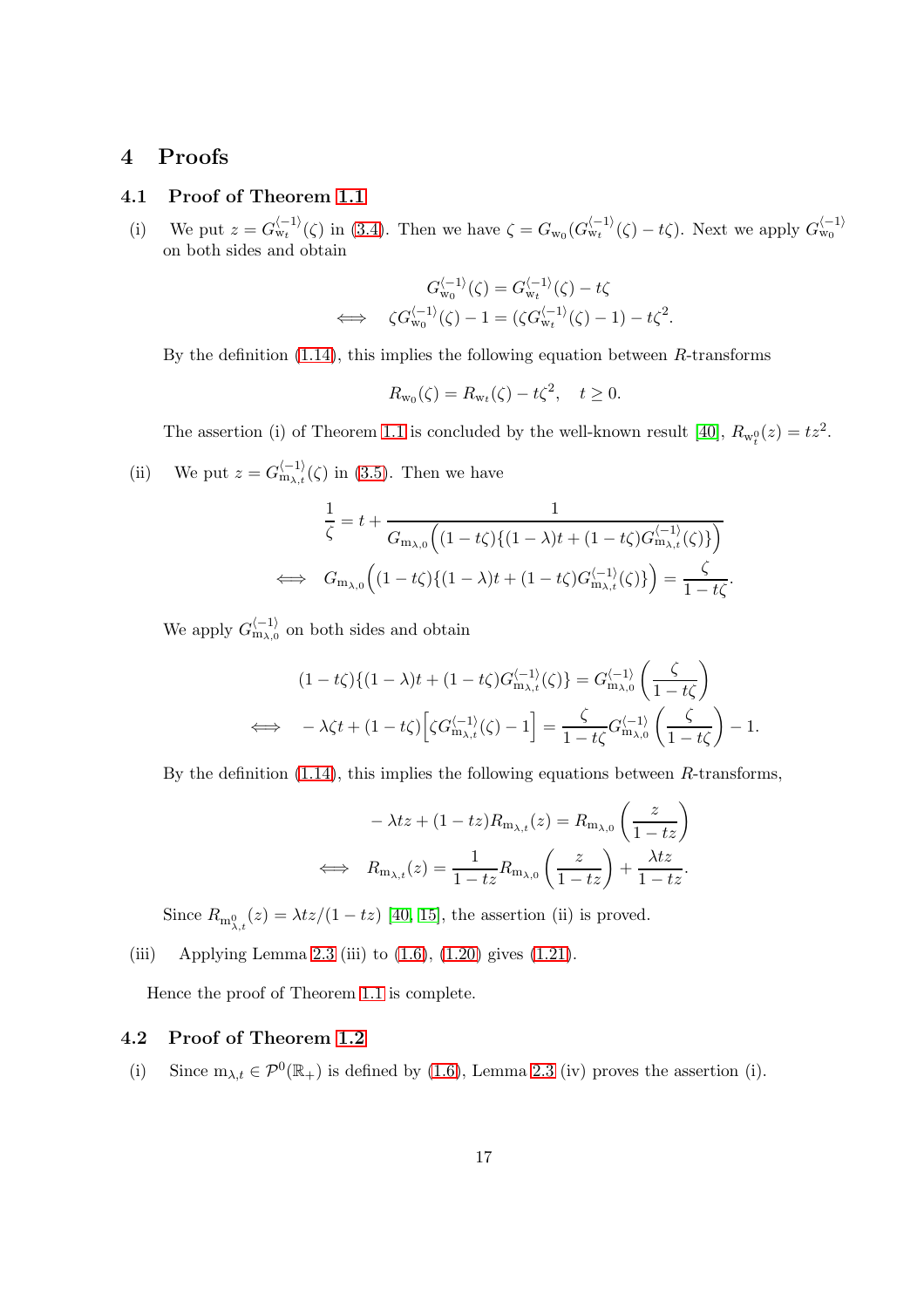# 4 Proofs

## 4.1 Proof of Theorem 1.1

(i) We put $z = G_{\mathrm{w}_t}^{\langle -1 \rangle}(\zeta)$ in (3.4). Then we have $\zeta = G_{\mathrm{w}_0}(G_{\mathrm{w}_t}^{\langle -1 \rangle}(\zeta) - t\zeta)$. Next we apply $G_{\mathrm{w}_0}^{\langle -1 \rangle}$ on both sides and obtain

$$
\begin{aligned}
& G_{\mathrm{w}_0}^{\langle -1 \rangle}(\zeta) = G_{\mathrm{w}_t}^{\langle -1 \rangle}(\zeta) - t\zeta \\
\iff \quad & \zeta G_{\mathrm{w}_0}^{\langle -1 \rangle}(\zeta) - 1 = (\zeta G_{\mathrm{w}_t}^{\langle -1 \rangle}(\zeta) - 1) - t\zeta^2.
\end{aligned}
$$

By the definition (1.14), this implies the following equation between $R$-transforms

$$
R_{\mathrm{w}_0}(\zeta) = R_{\mathrm{w}_t}(\zeta) - t\zeta^2, \quad t \geq 0.
$$

The assertion (i) of Theorem 1.1 is concluded by the well-known result [40], $R_{\mathrm{w}_t^0}(z) = tz^2$.

(ii) We put $z = G_{\mathrm{m}_{\lambda,t}}^{\langle -1 \rangle}(\zeta)$ in (3.5). Then we have

$$
\begin{aligned}
& \frac{1}{\zeta} = t + \frac{1}{G_{\mathrm{m}_{\lambda,0}}\Big((1-t\zeta)\{(1-\lambda)t + (1-t\zeta)G_{\mathrm{m}_{\lambda,t}}^{\langle -1 \rangle}(\zeta)\}\Big)} \\
\iff \quad & G_{\mathrm{m}_{\lambda,0}}\Big((1-t\zeta)\{(1-\lambda)t + (1-t\zeta)G_{\mathrm{m}_{\lambda,t}}^{\langle -1 \rangle}(\zeta)\}\Big) = \frac{\zeta}{1-t\zeta}.
\end{aligned}
$$

We apply $G_{\mathrm{m}_{\lambda,0}}^{\langle -1 \rangle}$ on both sides and obtain

$$
\begin{aligned}
& (1-t\zeta)\{(1-\lambda)t + (1-t\zeta)G_{\mathrm{m}_{\lambda,t}}^{\langle -1 \rangle}(\zeta)\} = G_{\mathrm{m}_{\lambda,0}}^{\langle -1 \rangle}\left(\frac{\zeta}{1-t\zeta}\right) \\
\iff \quad & -\lambda\zeta t + (1-t\zeta)\Big[\zeta G_{\mathrm{m}_{\lambda,t}}^{\langle -1 \rangle}(\zeta) - 1\Big] = \frac{\zeta}{1-t\zeta} G_{\mathrm{m}_{\lambda,0}}^{\langle -1 \rangle}\left(\frac{\zeta}{1-t\zeta}\right) - 1.
\end{aligned}
$$

By the definition (1.14), this implies the following equations between $R$-transforms,

$$
\begin{aligned}
& -\lambda t z + (1-tz) R_{\mathrm{m}_{\lambda,t}}(z) = R_{\mathrm{m}_{\lambda,0}}\left(\frac{z}{1-tz}\right) \\
\iff \quad & R_{\mathrm{m}_{\lambda,t}}(z) = \frac{1}{1-tz} R_{\mathrm{m}_{\lambda,0}}\left(\frac{z}{1-tz}\right) + \frac{\lambda t z}{1-tz}.
\end{aligned}
$$

Since $R_{\mathrm{m}_{\lambda,t}^0}(z) = \lambda t z/(1-tz)$ [40, 15], the assertion (ii) is proved.

(iii) Applying Lemma 2.3 (iii) to (1.6), (1.20) gives (1.21).

Hence the proof of Theorem 1.1 is complete.

## 4.2 Proof of Theorem 1.2

(i) Since $\mathrm{m}_{\lambda,t} \in \mathcal{P}^0(\mathbb{R}_+)$ is defined by (1.6), Lemma 2.3 (iv) proves the assertion (i).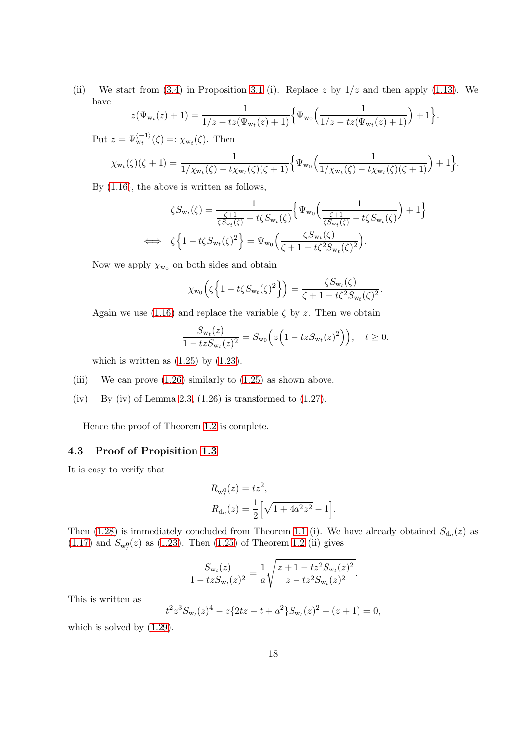(ii) We start from (3.4) in Proposition 3.1 (i). Replace $z$ by $1/z$ and then apply (1.13). We have

$$z(\Psi_{\mathrm{w}_t}(z)+1) = \frac{1}{1/z - tz(\Psi_{\mathrm{w}_t}(z)+1)}\Big\{\Psi_{\mathrm{w}_0}\Big(\frac{1}{1/z - tz(\Psi_{\mathrm{w}_t}(z)+1)}\Big)+1\Big\}.$$

Put $z = \Psi_{\mathrm{w}_t}^{\langle -1\rangle}(\zeta) =: \chi_{\mathrm{w}_t}(\zeta)$. Then

$$\chi_{\mathrm{w}_t}(\zeta)(\zeta+1) = \frac{1}{1/\chi_{\mathrm{w}_t}(\zeta) - t\chi_{\mathrm{w}_t}(\zeta)(\zeta+1)}\Big\{\Psi_{\mathrm{w}_0}\Big(\frac{1}{1/\chi_{\mathrm{w}_t}(\zeta) - t\chi_{\mathrm{w}_t}(\zeta)(\zeta+1)}\Big)+1\Big\}.$$

By (1.16), the above is written as follows,

$$\begin{aligned}
&\zeta S_{\mathrm{w}_t}(\zeta) = \frac{1}{\frac{\zeta+1}{\zeta S_{\mathrm{w}_t}(\zeta)} - t\zeta S_{\mathrm{w}_t}(\zeta)}\Big\{\Psi_{\mathrm{w}_0}\Big(\frac{1}{\frac{\zeta+1}{\zeta S_{\mathrm{w}_t}(\zeta)} - t\zeta S_{\mathrm{w}_t}(\zeta)}\Big)+1\Big\}\\
\iff\ &\zeta\Big\{1 - t\zeta S_{\mathrm{w}_t}(\zeta)^2\Big\} = \Psi_{\mathrm{w}_0}\Big(\frac{\zeta S_{\mathrm{w}_t}(\zeta)}{\zeta+1-t\zeta^2 S_{\mathrm{w}_t}(\zeta)^2}\Big).
\end{aligned}$$

Now we apply $\chi_{\mathrm{w}_0}$ on both sides and obtain

$$\chi_{\mathrm{w}_0}\Big(\zeta\Big\{1 - t\zeta S_{\mathrm{w}_t}(\zeta)^2\Big\}\Big) = \frac{\zeta S_{\mathrm{w}_t}(\zeta)}{\zeta+1-t\zeta^2 S_{\mathrm{w}_t}(\zeta)^2}.$$

Again we use (1.16) and replace the variable $\zeta$ by $z$. Then we obtain

$$\frac{S_{\mathrm{w}_t}(z)}{1 - tzS_{\mathrm{w}_t}(z)^2} = S_{\mathrm{w}_0}\Big(z\Big(1 - tzS_{\mathrm{w}_t}(z)^2\Big)\Big), \quad t \geq 0.$$

which is written as (1.25) by (1.23).

(iii) We can prove (1.26) similarly to (1.25) as shown above.

(iv) By (iv) of Lemma 2.3, (1.26) is transformed to (1.27).

Hence the proof of Theorem 1.2 is complete.

### 4.3 Proof of Propisition 1.3

It is easy to verify that

$$\begin{aligned}
R_{\mathrm{w}_t^0}(z) &= tz^2,\\
R_{\mathrm{d}_a}(z) &= \frac{1}{2}\Big[\sqrt{1+4a^2z^2} - 1\Big].
\end{aligned}$$

Then (1.28) is immediately concluded from Theorem 1.1 (i). We have already obtained $S_{\mathrm{d}_a}(z)$ as (1.17) and $S_{\mathrm{w}_t^0}(z)$ as (1.23). Then (1.25) of Theorem 1.2 (ii) gives

$$\frac{S_{\mathrm{w}_t}(z)}{1 - tzS_{\mathrm{w}_t}(z)^2} = \frac{1}{a}\sqrt{\frac{z+1-tz^2S_{\mathrm{w}_t}(z)^2}{z - tz^2S_{\mathrm{w}_t}(z)^2}}.$$

This is written as

$$t^2z^3S_{\mathrm{w}_t}(z)^4 - z\{2tz + t + a^2\}S_{\mathrm{w}_t}(z)^2 + (z+1) = 0,$$

which is solved by (1.29).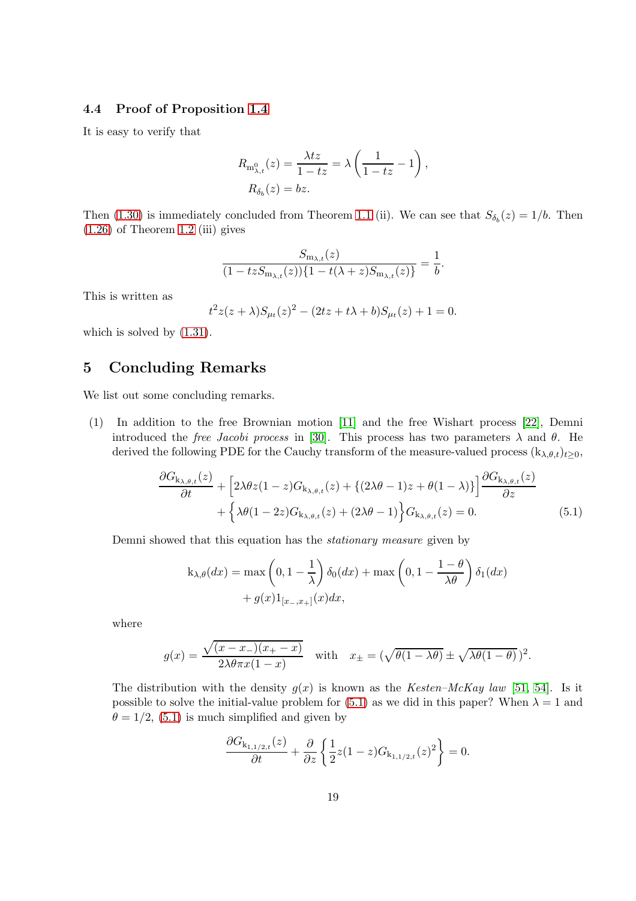### 4.4 Proof of Proposition 1.4

It is easy to verify that

$$
\begin{aligned}
R_{\mathrm{m}^0_{\lambda,t}}(z) &= \frac{\lambda t z}{1-tz} = \lambda\left(\frac{1}{1-tz} - 1\right), \\
R_{\delta_b}(z) &= bz.
\end{aligned}
$$

Then (1.30) is immediately concluded from Theorem 1.1 (ii). We can see that $S_{\delta_b}(z) = 1/b$. Then (1.26) of Theorem 1.2 (iii) gives

$$
\frac{S_{\mathrm{m}_{\lambda,t}}(z)}{(1 - tzS_{\mathrm{m}_{\lambda,t}}(z))\{1 - t(\lambda+z)S_{\mathrm{m}_{\lambda,t}}(z)\}} = \frac{1}{b}.
$$

This is written as

$$
t^2 z(z+\lambda) S_{\mu_t}(z)^2 - (2tz + t\lambda + b) S_{\mu_t}(z) + 1 = 0.
$$

which is solved by (1.31).

## 5 Concluding Remarks

We list out some concluding remarks.

(1) In addition to the free Brownian motion [11] and the free Wishart process [22], Demni introduced the *free Jacobi process* in [30]. This process has two parameters $\lambda$ and $\theta$. He derived the following PDE for the Cauchy transform of the measure-valued process $(\mathrm{k}_{\lambda,\theta,t})_{t\geq 0}$,

$$
\begin{aligned}
\frac{\partial G_{\mathrm{k}_{\lambda,\theta,t}}(z)}{\partial t} &+ \Big[2\lambda\theta z(1-z) G_{\mathrm{k}_{\lambda,\theta,t}}(z) + \{(2\lambda\theta - 1)z + \theta(1-\lambda)\}\Big] \frac{\partial G_{\mathrm{k}_{\lambda,\theta,t}}(z)}{\partial z} \\
&+ \Big\{\lambda\theta(1-2z) G_{\mathrm{k}_{\lambda,\theta,t}}(z) + (2\lambda\theta - 1)\Big\} G_{\mathrm{k}_{\lambda,\theta,t}}(z) = 0. \qquad (5.1)
\end{aligned}
$$

Demni showed that this equation has the *stationary measure* given by

$$
\begin{aligned}
\mathrm{k}_{\lambda,\theta}(dx) &= \max\left(0, 1 - \frac{1}{\lambda}\right)\delta_0(dx) + \max\left(0, 1 - \frac{1-\theta}{\lambda\theta}\right)\delta_1(dx) \\
&\quad + g(x) 1_{[x_-,x_+]}(x) dx,
\end{aligned}
$$

where

$$
g(x) = \frac{\sqrt{(x - x_-)(x_+ - x)}}{2\lambda\theta\pi x(1-x)} \quad \text{with} \quad x_\pm = (\sqrt{\theta(1-\lambda\theta)} \pm \sqrt{\lambda\theta(1-\theta)}\,)^2.
$$

The distribution with the density $g(x)$ is known as the *Kesten–McKay law* [51, 54]. Is it possible to solve the initial-value problem for (5.1) as we did in this paper? When $\lambda = 1$ and $\theta = 1/2$, (5.1) is much simplified and given by

$$
\frac{\partial G_{\mathrm{k}_{1,1/2,t}}(z)}{\partial t} + \frac{\partial}{\partial z}\left\{\frac{1}{2} z(1-z) G_{\mathrm{k}_{1,1/2,t}}(z)^2\right\} = 0.
$$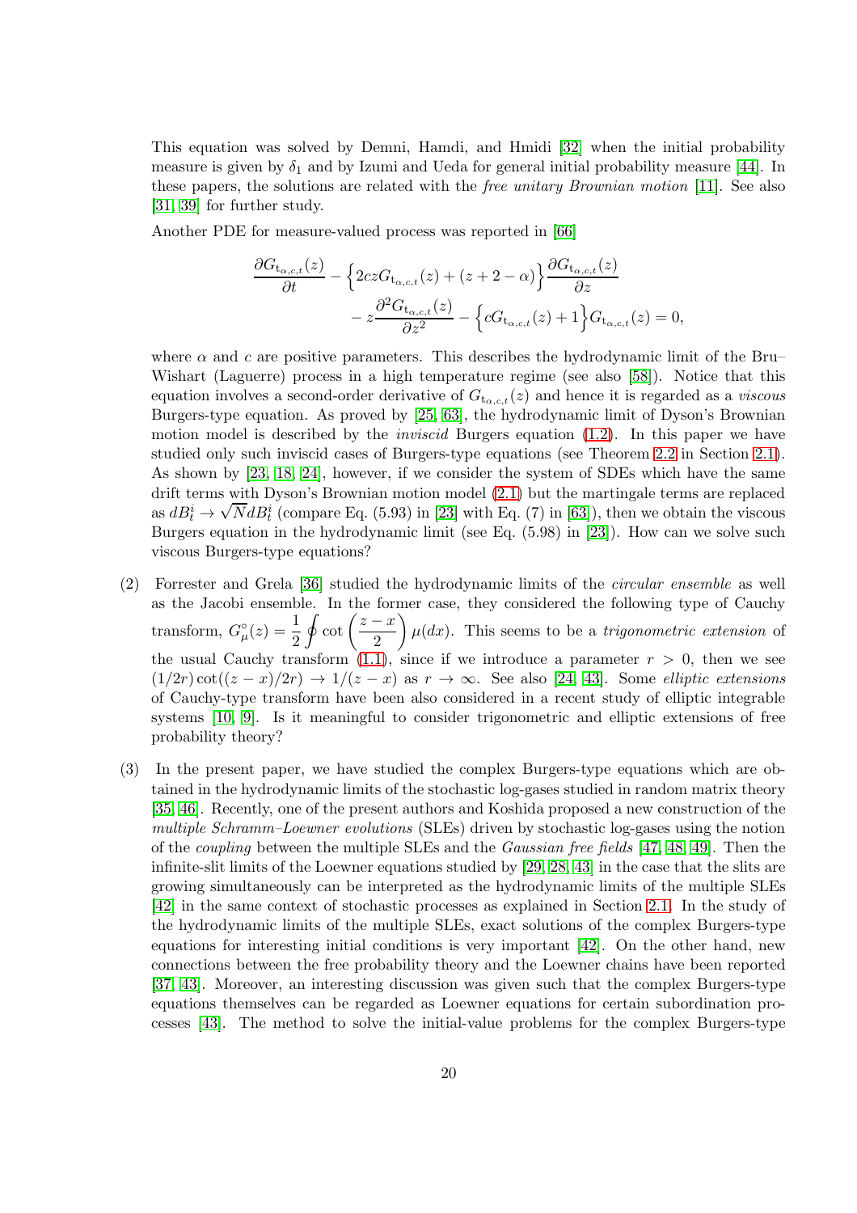This equation was solved by Demni, Hamdi, and Hmidi [32] when the initial probability measure is given by $\delta_1$ and by Izumi and Ueda for general initial probability measure [44]. In these papers, the solutions are related with the *free unitary Brownian motion* [11]. See also [31, 39] for further study.

Another PDE for measure-valued process was reported in [66]

$$
\begin{aligned}
\frac{\partial G_{\mathrm{t}_{\alpha,c,t}}(z)}{\partial t} - \Big\{2czG_{\mathrm{t}_{\alpha,c,t}}(z) + (z+2-\alpha)\Big\}\frac{\partial G_{\mathrm{t}_{\alpha,c,t}}(z)}{\partial z} \\
- z\frac{\partial^2 G_{\mathrm{t}_{\alpha,c,t}}(z)}{\partial z^2} - \Big\{cG_{\mathrm{t}_{\alpha,c,t}}(z) + 1\Big\}G_{\mathrm{t}_{\alpha,c,t}}(z) = 0,
\end{aligned}
$$

where $\alpha$ and $c$ are positive parameters. This describes the hydrodynamic limit of the Bru–Wishart (Laguerre) process in a high temperature regime (see also [58]). Notice that this equation involves a second-order derivative of $G_{\mathrm{t}_{\alpha,c,t}}(z)$ and hence it is regarded as a *viscous* Burgers-type equation. As proved by [25, 63], the hydrodynamic limit of Dyson's Brownian motion model is described by the *inviscid* Burgers equation (1.2). In this paper we have studied only such inviscid cases of Burgers-type equations (see Theorem 2.2 in Section 2.1). As shown by [23, 18, 24], however, if we consider the system of SDEs which have the same drift terms with Dyson's Brownian motion model (2.1) but the martingale terms are replaced as $dB_t^i \to \sqrt{N} dB_t^i$ (compare Eq. (5.93) in [23] with Eq. (7) in [63]), then we obtain the viscous Burgers equation in the hydrodynamic limit (see Eq. (5.98) in [23]). How can we solve such viscous Burgers-type equations?

(2) Forrester and Grela [36] studied the hydrodynamic limits of the *circular ensemble* as well as the Jacobi ensemble. In the former case, they considered the following type of Cauchy transform, $G_\mu^\circ(z) = \frac{1}{2}\oint \cot\left(\frac{z-x}{2}\right)\mu(dx)$. This seems to be a *trigonometric extension* of the usual Cauchy transform (1.1), since if we introduce a parameter $r > 0$, then we see $(1/2r)\cot((z-x)/2r) \to 1/(z-x)$ as $r \to \infty$. See also [24, 43]. Some *elliptic extensions* of Cauchy-type transform have been also considered in a recent study of elliptic integrable systems [10, 9]. Is it meaningful to consider trigonometric and elliptic extensions of free probability theory?

(3) In the present paper, we have studied the complex Burgers-type equations which are obtained in the hydrodynamic limits of the stochastic log-gases studied in random matrix theory [35, 46]. Recently, one of the present authors and Koshida proposed a new construction of the *multiple Schramm–Loewner evolutions* (SLEs) driven by stochastic log-gases using the notion of the *coupling* between the multiple SLEs and the *Gaussian free fields* [47, 48, 49]. Then the infinite-slit limits of the Loewner equations studied by [29, 28, 43] in the case that the slits are growing simultaneously can be interpreted as the hydrodynamic limits of the multiple SLEs [42] in the same context of stochastic processes as explained in Section 2.1. In the study of the hydrodynamic limits of the multiple SLEs, exact solutions of the complex Burgers-type equations for interesting initial conditions is very important [42]. On the other hand, new connections between the free probability theory and the Loewner chains have been reported [37, 43]. Moreover, an interesting discussion was given such that the complex Burgers-type equations themselves can be regarded as Loewner equations for certain subordination processes [43]. The method to solve the initial-value problems for the complex Burgers-type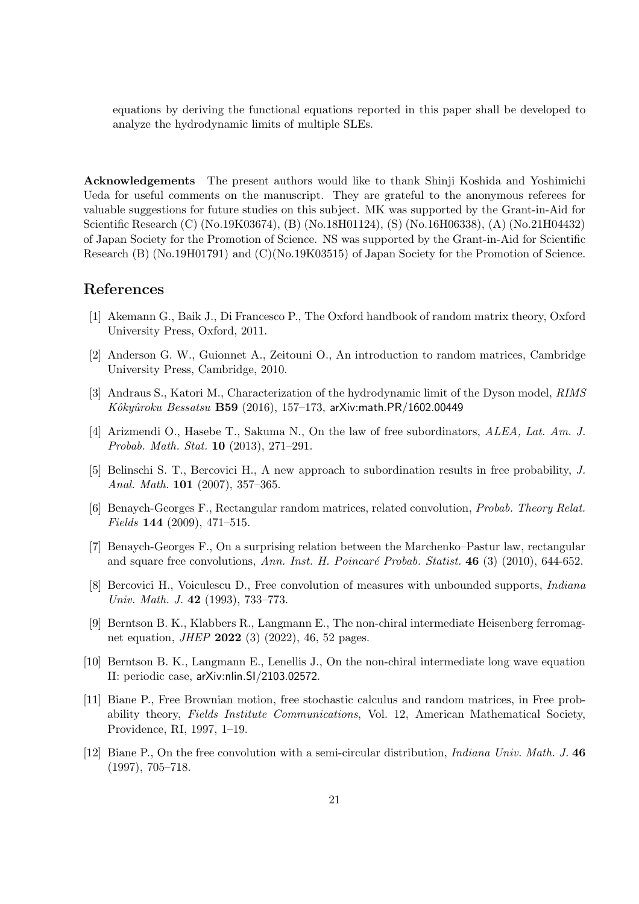equations by deriving the functional equations reported in this paper shall be developed to analyze the hydrodynamic limits of multiple SLEs.

**Acknowledgements** The present authors would like to thank Shinji Koshida and Yoshimichi Ueda for useful comments on the manuscript. They are grateful to the anonymous referees for valuable suggestions for future studies on this subject. MK was supported by the Grant-in-Aid for Scientific Research (C) (No.19K03674), (B) (No.18H01124), (S) (No.16H06338), (A) (No.21H04432) of Japan Society for the Promotion of Science. NS was supported by the Grant-in-Aid for Scientific Research (B) (No.19H01791) and (C)(No.19K03515) of Japan Society for the Promotion of Science.

## References

[1] Akemann G., Baik J., Di Francesco P., The Oxford handbook of random matrix theory, Oxford University Press, Oxford, 2011.

[2] Anderson G. W., Guionnet A., Zeitouni O., An introduction to random matrices, Cambridge University Press, Cambridge, 2010.

[3] Andraus S., Katori M., Characterization of the hydrodynamic limit of the Dyson model, *RIMS Kôkyûroku Bessatsu* **B59** (2016), 157–173, arXiv:math.PR/1602.00449

[4] Arizmendi O., Hasebe T., Sakuma N., On the law of free subordinators, *ALEA, Lat. Am. J. Probab. Math. Stat.* **10** (2013), 271–291.

[5] Belinschi S. T., Bercovici H., A new approach to subordination results in free probability, *J. Anal. Math.* **101** (2007), 357–365.

[6] Benaych-Georges F., Rectangular random matrices, related convolution, *Probab. Theory Relat. Fields* **144** (2009), 471–515.

[7] Benaych-Georges F., On a surprising relation between the Marchenko–Pastur law, rectangular and square free convolutions, *Ann. Inst. H. Poincaré Probab. Statist.* **46** (3) (2010), 644-652.

[8] Bercovici H., Voiculescu D., Free convolution of measures with unbounded supports, *Indiana Univ. Math. J.* **42** (1993), 733–773.

[9] Berntson B. K., Klabbers R., Langmann E., The non-chiral intermediate Heisenberg ferromagnet equation, *JHEP* **2022** (3) (2022), 46, 52 pages.

[10] Berntson B. K., Langmann E., Lenellis J., On the non-chiral intermediate long wave equation II: periodic case, arXiv:nlin.SI/2103.02572.

[11] Biane P., Free Brownian motion, free stochastic calculus and random matrices, in Free probability theory, *Fields Institute Communications*, Vol. 12, American Mathematical Society, Providence, RI, 1997, 1–19.

[12] Biane P., On the free convolution with a semi-circular distribution, *Indiana Univ. Math. J.* **46** (1997), 705–718.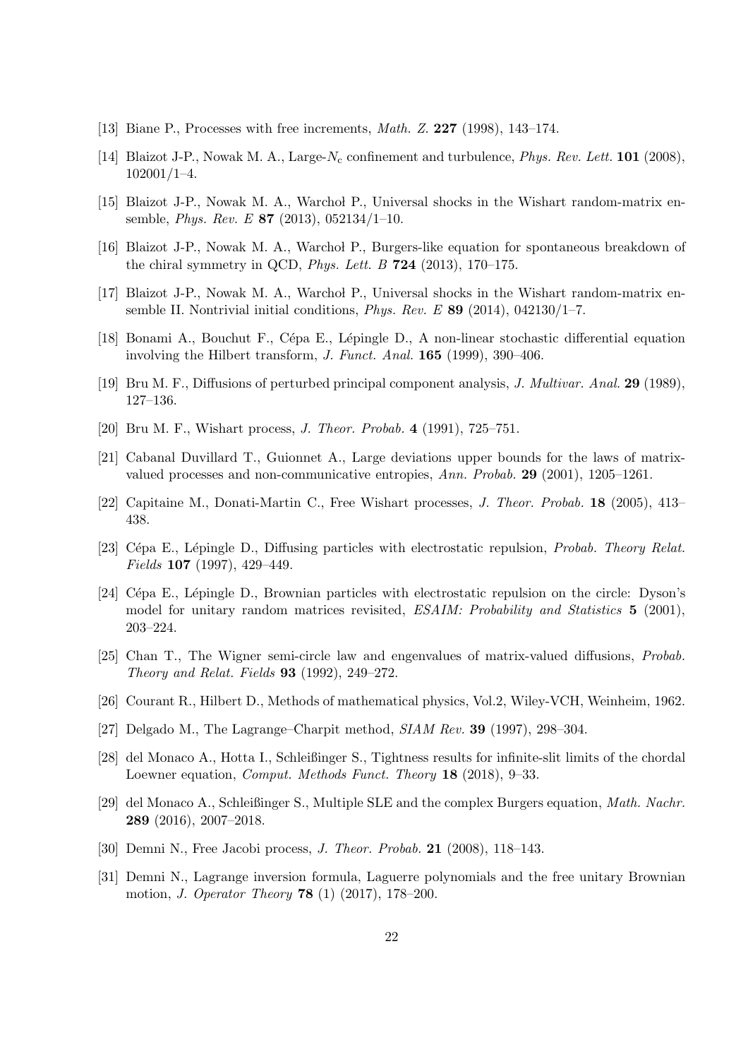[13] Biane P., Processes with free increments, *Math. Z.* **227** (1998), 143–174.

[14] Blaizot J-P., Nowak M. A., Large-$N_c$ confinement and turbulence, *Phys. Rev. Lett.* **101** (2008), 102001/1–4.

[15] Blaizot J-P., Nowak M. A., Warchoł P., Universal shocks in the Wishart random-matrix ensemble, *Phys. Rev. E* **87** (2013), 052134/1–10.

[16] Blaizot J-P., Nowak M. A., Warchoł P., Burgers-like equation for spontaneous breakdown of the chiral symmetry in QCD, *Phys. Lett. B* **724** (2013), 170–175.

[17] Blaizot J-P., Nowak M. A., Warchoł P., Universal shocks in the Wishart random-matrix ensemble II. Nontrivial initial conditions, *Phys. Rev. E* **89** (2014), 042130/1–7.

[18] Bonami A., Bouchut F., Cépa E., Lépingle D., A non-linear stochastic differential equation involving the Hilbert transform, *J. Funct. Anal.* **165** (1999), 390–406.

[19] Bru M. F., Diffusions of perturbed principal component analysis, *J. Multivar. Anal.* **29** (1989), 127–136.

[20] Bru M. F., Wishart process, *J. Theor. Probab.* **4** (1991), 725–751.

[21] Cabanal Duvillard T., Guionnet A., Large deviations upper bounds for the laws of matrix-valued processes and non-communicative entropies, *Ann. Probab.* **29** (2001), 1205–1261.

[22] Capitaine M., Donati-Martin C., Free Wishart processes, *J. Theor. Probab.* **18** (2005), 413–438.

[23] Cépa E., Lépingle D., Diffusing particles with electrostatic repulsion, *Probab. Theory Relat. Fields* **107** (1997), 429–449.

[24] Cépa E., Lépingle D., Brownian particles with electrostatic repulsion on the circle: Dyson's model for unitary random matrices revisited, *ESAIM: Probability and Statistics* **5** (2001), 203–224.

[25] Chan T., The Wigner semi-circle law and engenvalues of matrix-valued diffusions, *Probab. Theory and Relat. Fields* **93** (1992), 249–272.

[26] Courant R., Hilbert D., Methods of mathematical physics, Vol.2, Wiley-VCH, Weinheim, 1962.

[27] Delgado M., The Lagrange–Charpit method, *SIAM Rev.* **39** (1997), 298–304.

[28] del Monaco A., Hotta I., Schleißinger S., Tightness results for infinite-slit limits of the chordal Loewner equation, *Comput. Methods Funct. Theory* **18** (2018), 9–33.

[29] del Monaco A., Schleißinger S., Multiple SLE and the complex Burgers equation, *Math. Nachr.* **289** (2016), 2007–2018.

[30] Demni N., Free Jacobi process, *J. Theor. Probab.* **21** (2008), 118–143.

[31] Demni N., Lagrange inversion formula, Laguerre polynomials and the free unitary Brownian motion, *J. Operator Theory* **78** (1) (2017), 178–200.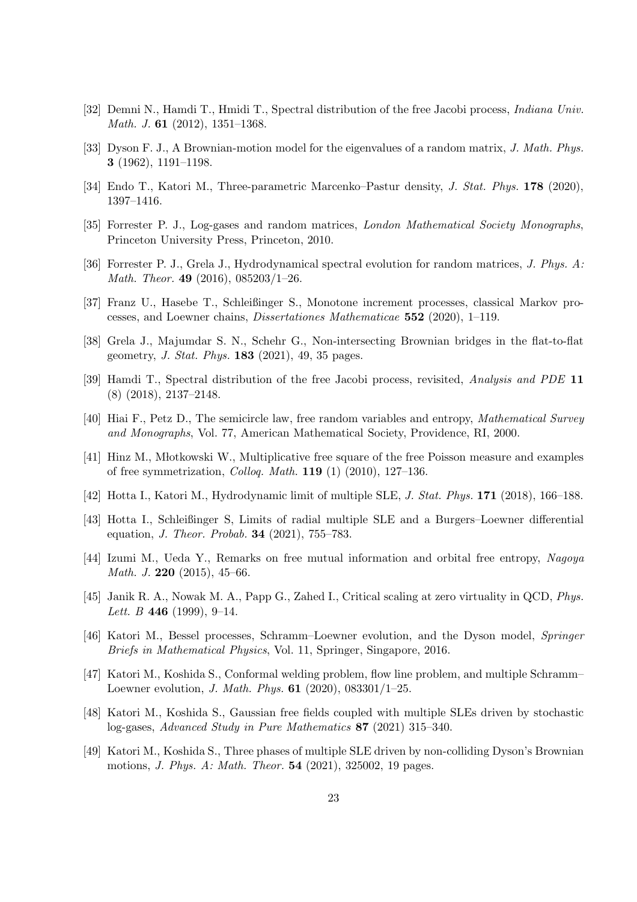- [32] Demni N., Hamdi T., Hmidi T., Spectral distribution of the free Jacobi process, *Indiana Univ. Math. J.* **61** (2012), 1351–1368.
- [33] Dyson F. J., A Brownian-motion model for the eigenvalues of a random matrix, *J. Math. Phys.* **3** (1962), 1191–1198.
- [34] Endo T., Katori M., Three-parametric Marcenko–Pastur density, *J. Stat. Phys.* **178** (2020), 1397–1416.
- [35] Forrester P. J., Log-gases and random matrices, *London Mathematical Society Monographs*, Princeton University Press, Princeton, 2010.
- [36] Forrester P. J., Grela J., Hydrodynamical spectral evolution for random matrices, *J. Phys. A: Math. Theor.* **49** (2016), 085203/1–26.
- [37] Franz U., Hasebe T., Schleißinger S., Monotone increment processes, classical Markov processes, and Loewner chains, *Dissertationes Mathematicae* **552** (2020), 1–119.
- [38] Grela J., Majumdar S. N., Schehr G., Non-intersecting Brownian bridges in the flat-to-flat geometry, *J. Stat. Phys.* **183** (2021), 49, 35 pages.
- [39] Hamdi T., Spectral distribution of the free Jacobi process, revisited, *Analysis and PDE* **11** (8) (2018), 2137–2148.
- [40] Hiai F., Petz D., The semicircle law, free random variables and entropy, *Mathematical Survey and Monographs*, Vol. 77, American Mathematical Society, Providence, RI, 2000.
- [41] Hinz M., Młotkowski W., Multiplicative free square of the free Poisson measure and examples of free symmetrization, *Colloq. Math.* **119** (1) (2010), 127–136.
- [42] Hotta I., Katori M., Hydrodynamic limit of multiple SLE, *J. Stat. Phys.* **171** (2018), 166–188.
- [43] Hotta I., Schleißinger S, Limits of radial multiple SLE and a Burgers–Loewner differential equation, *J. Theor. Probab.* **34** (2021), 755–783.
- [44] Izumi M., Ueda Y., Remarks on free mutual information and orbital free entropy, *Nagoya Math. J.* **220** (2015), 45–66.
- [45] Janik R. A., Nowak M. A., Papp G., Zahed I., Critical scaling at zero virtuality in QCD, *Phys. Lett. B* **446** (1999), 9–14.
- [46] Katori M., Bessel processes, Schramm–Loewner evolution, and the Dyson model, *Springer Briefs in Mathematical Physics*, Vol. 11, Springer, Singapore, 2016.
- [47] Katori M., Koshida S., Conformal welding problem, flow line problem, and multiple Schramm–Loewner evolution, *J. Math. Phys.* **61** (2020), 083301/1–25.
- [48] Katori M., Koshida S., Gaussian free fields coupled with multiple SLEs driven by stochastic log-gases, *Advanced Study in Pure Mathematics* **87** (2021) 315–340.
- [49] Katori M., Koshida S., Three phases of multiple SLE driven by non-colliding Dyson's Brownian motions, *J. Phys. A: Math. Theor.* **54** (2021), 325002, 19 pages.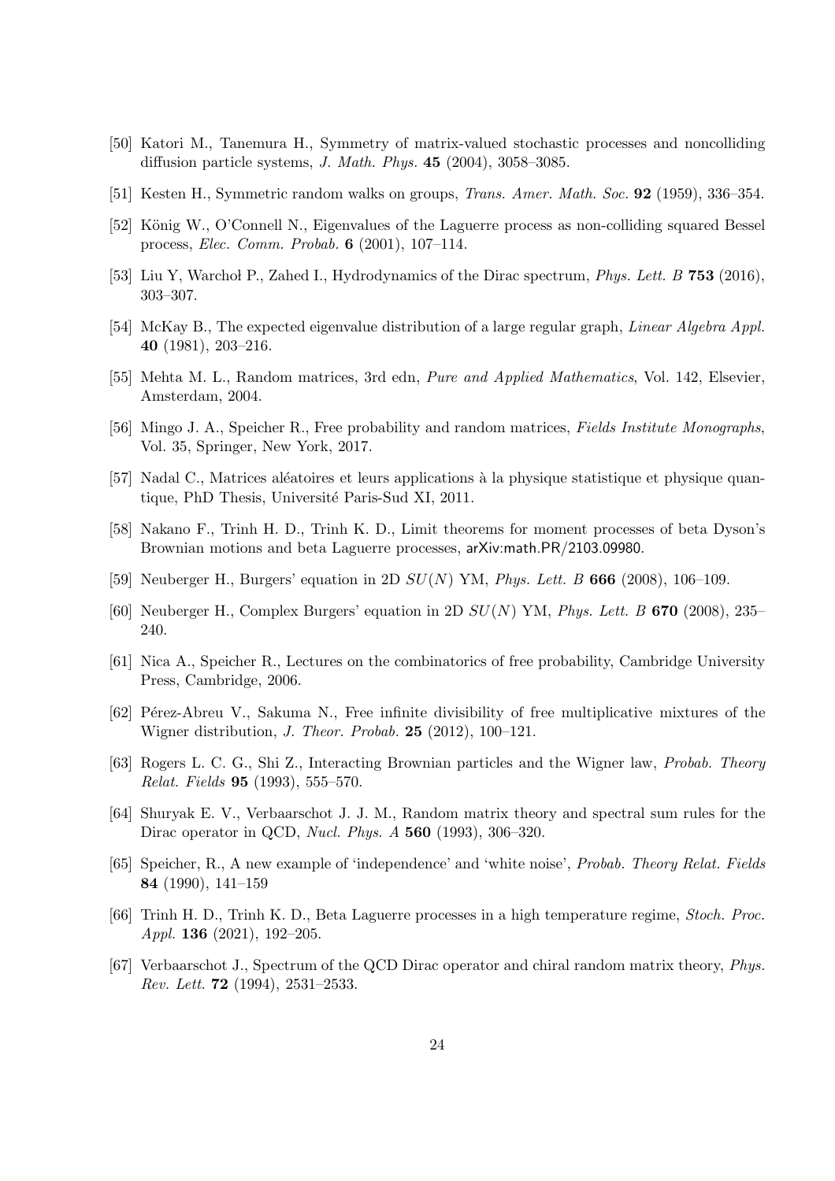[50] Katori M., Tanemura H., Symmetry of matrix-valued stochastic processes and noncolliding diffusion particle systems, *J. Math. Phys.* **45** (2004), 3058–3085.

[51] Kesten H., Symmetric random walks on groups, *Trans. Amer. Math. Soc.* **92** (1959), 336–354.

[52] König W., O'Connell N., Eigenvalues of the Laguerre process as non-colliding squared Bessel process, *Elec. Comm. Probab.* **6** (2001), 107–114.

[53] Liu Y, Warchoł P., Zahed I., Hydrodynamics of the Dirac spectrum, *Phys. Lett. B* **753** (2016), 303–307.

[54] McKay B., The expected eigenvalue distribution of a large regular graph, *Linear Algebra Appl.* **40** (1981), 203–216.

[55] Mehta M. L., Random matrices, 3rd edn, *Pure and Applied Mathematics*, Vol. 142, Elsevier, Amsterdam, 2004.

[56] Mingo J. A., Speicher R., Free probability and random matrices, *Fields Institute Monographs*, Vol. 35, Springer, New York, 2017.

[57] Nadal C., Matrices aléatoires et leurs applications à la physique statistique et physique quantique, PhD Thesis, Université Paris-Sud XI, 2011.

[58] Nakano F., Trinh H. D., Trinh K. D., Limit theorems for moment processes of beta Dyson's Brownian motions and beta Laguerre processes, arXiv:math.PR/2103.09980.

[59] Neuberger H., Burgers' equation in 2D $SU(N)$ YM, *Phys. Lett. B* **666** (2008), 106–109.

[60] Neuberger H., Complex Burgers' equation in 2D $SU(N)$ YM, *Phys. Lett. B* **670** (2008), 235–240.

[61] Nica A., Speicher R., Lectures on the combinatorics of free probability, Cambridge University Press, Cambridge, 2006.

[62] Pérez-Abreu V., Sakuma N., Free infinite divisibility of free multiplicative mixtures of the Wigner distribution, *J. Theor. Probab.* **25** (2012), 100–121.

[63] Rogers L. C. G., Shi Z., Interacting Brownian particles and the Wigner law, *Probab. Theory Relat. Fields* **95** (1993), 555–570.

[64] Shuryak E. V., Verbaarschot J. J. M., Random matrix theory and spectral sum rules for the Dirac operator in QCD, *Nucl. Phys. A* **560** (1993), 306–320.

[65] Speicher, R., A new example of 'independence' and 'white noise', *Probab. Theory Relat. Fields* **84** (1990), 141–159

[66] Trinh H. D., Trinh K. D., Beta Laguerre processes in a high temperature regime, *Stoch. Proc. Appl.* **136** (2021), 192–205.

[67] Verbaarschot J., Spectrum of the QCD Dirac operator and chiral random matrix theory, *Phys. Rev. Lett.* **72** (1994), 2531–2533.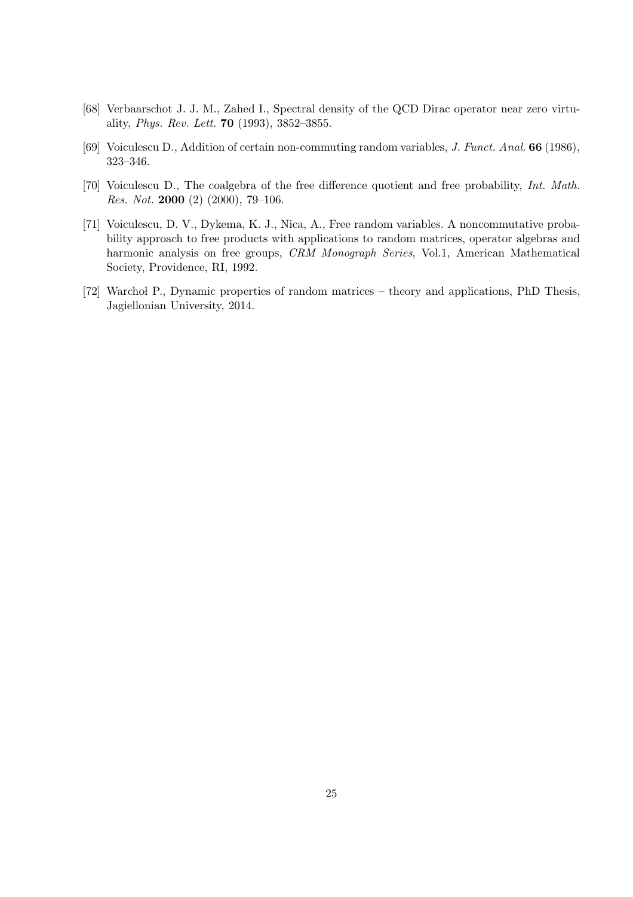[68] Verbaarschot J. J. M., Zahed I., Spectral density of the QCD Dirac operator near zero virtuality, *Phys. Rev. Lett.* **70** (1993), 3852–3855.

[69] Voiculescu D., Addition of certain non-commuting random variables, *J. Funct. Anal.* **66** (1986), 323–346.

[70] Voiculescu D., The coalgebra of the free difference quotient and free probability, *Int. Math. Res. Not.* **2000** (2) (2000), 79–106.

[71] Voiculescu, D. V., Dykema, K. J., Nica, A., Free random variables. A noncommutative probability approach to free products with applications to random matrices, operator algebras and harmonic analysis on free groups, *CRM Monograph Series*, Vol.1, American Mathematical Society, Providence, RI, 1992.

[72] Warchoł P., Dynamic properties of random matrices – theory and applications, PhD Thesis, Jagiellonian University, 2014.